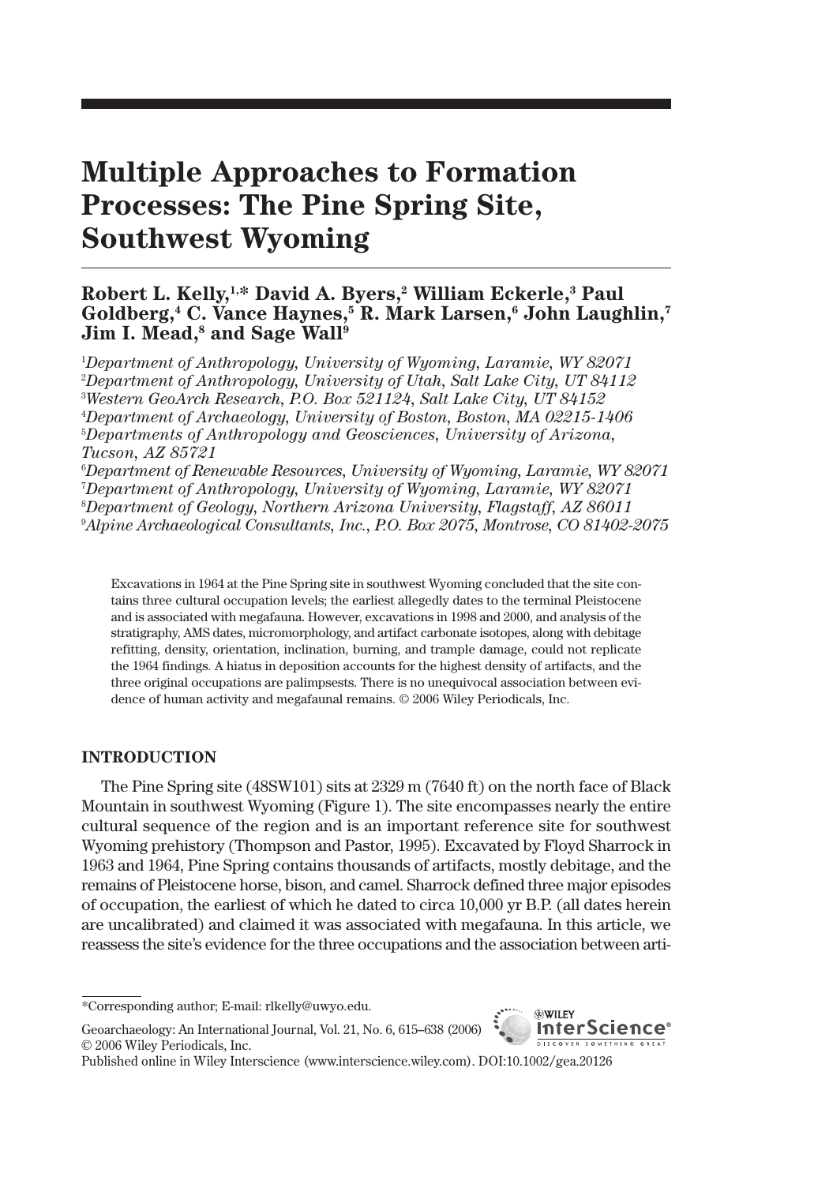# Multiple Approaches to Formation Processes: The Pine Spring Site, Southwest Wyoming

**Robert L. Kelly,[1,*] David A. Byers,[2] William Eckerle,[3] Paul Goldberg,[4] C. Vance Haynes,[5] R. Mark Larsen,[6] John Laughlin,[7] Jim I. Mead,[8] and Sage Wall[9]**

[1]*Department of Anthropology, University of Wyoming, Laramie, WY 82071*
[2]*Department of Anthropology, University of Utah, Salt Lake City, UT 84112*
[3]*Western GeoArch Research, P.O. Box 521124, Salt Lake City, UT 84152*
[4]*Department of Archaeology, University of Boston, Boston, MA 02215-1406*
[5]*Departments of Anthropology and Geosciences, University of Arizona, Tucson, AZ 85721*
[6]*Department of Renewable Resources, University of Wyoming, Laramie, WY 82071*
[7]*Department of Anthropology, University of Wyoming, Laramie, WY 82071*
[8]*Department of Geology, Northern Arizona University, Flagstaff, AZ 86011*
[9]*Alpine Archaeological Consultants, Inc., P.O. Box 2075, Montrose, CO 81402-2075*

Excavations in 1964 at the Pine Spring site in southwest Wyoming concluded that the site contains three cultural occupation levels; the earliest allegedly dates to the terminal Pleistocene and is associated with megafauna. However, excavations in 1998 and 2000, and analysis of the stratigraphy, AMS dates, micromorphology, and artifact carbonate isotopes, along with debitage refitting, density, orientation, inclination, burning, and trample damage, could not replicate the 1964 findings. A hiatus in deposition accounts for the highest density of artifacts, and the three original occupations are palimpsests. There is no unequivocal association between evidence of human activity and megafaunal remains. © 2006 Wiley Periodicals, Inc.

## INTRODUCTION

The Pine Spring site (48SW101) sits at 2329 m (7640 ft) on the north face of Black Mountain in southwest Wyoming (Figure 1). The site encompasses nearly the entire cultural sequence of the region and is an important reference site for southwest Wyoming prehistory (Thompson and Pastor, 1995). Excavated by Floyd Sharrock in 1963 and 1964, Pine Spring contains thousands of artifacts, mostly debitage, and the remains of Pleistocene horse, bison, and camel. Sharrock defined three major episodes of occupation, the earliest of which he dated to circa 10,000 yr B.P. (all dates herein are uncalibrated) and claimed it was associated with megafauna. In this article, we reassess the site's evidence for the three occupations and the association between arti-

*Corresponding author; E-mail: rlkelly@uwyo.edu.

Geoarchaeology: An International Journal, Vol. 21, No. 6, 615–638 (2006)
© 2006 Wiley Periodicals, Inc.
Published online in Wiley Interscience (www.interscience.wiley.com). DOI:10.1002/gea.20126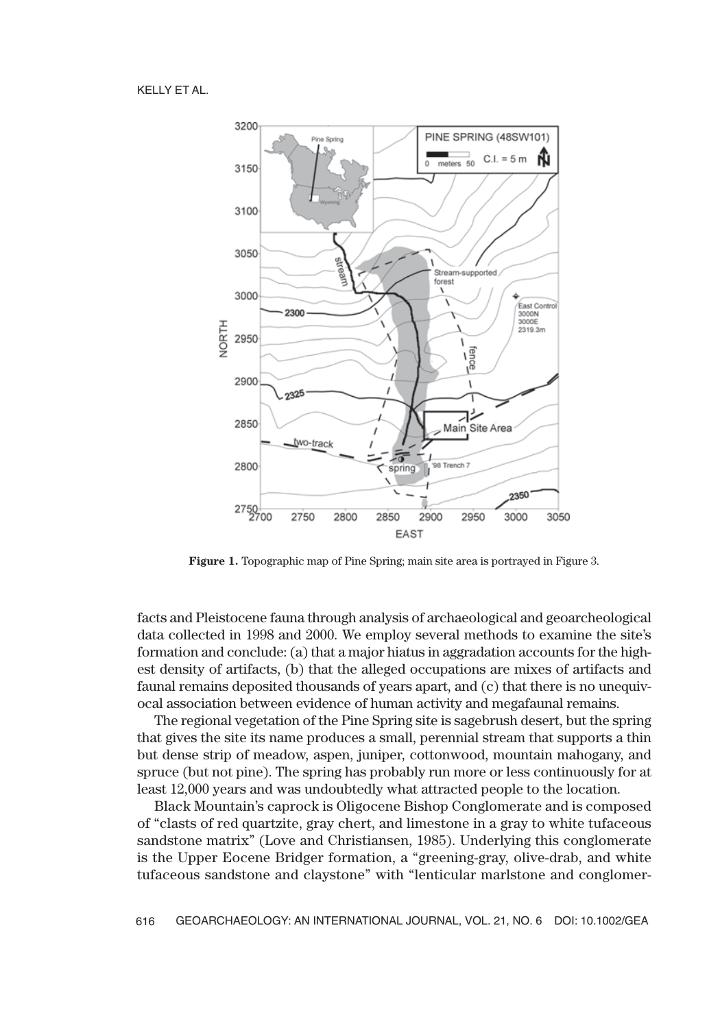**Figure 1.** Topographic map of Pine Spring; main site area is portrayed in Figure 3.

facts and Pleistocene fauna through analysis of archaeological and geoarcheological data collected in 1998 and 2000. We employ several methods to examine the site's formation and conclude: (a) that a major hiatus in aggradation accounts for the highest density of artifacts, (b) that the alleged occupations are mixes of artifacts and faunal remains deposited thousands of years apart, and (c) that there is no unequivocal association between evidence of human activity and megafaunal remains.

The regional vegetation of the Pine Spring site is sagebrush desert, but the spring that gives the site its name produces a small, perennial stream that supports a thin but dense strip of meadow, aspen, juniper, cottonwood, mountain mahogany, and spruce (but not pine). The spring has probably run more or less continuously for at least 12,000 years and was undoubtedly what attracted people to the location.

Black Mountain's caprock is Oligocene Bishop Conglomerate and is composed of "clasts of red quartzite, gray chert, and limestone in a gray to white tufaceous sandstone matrix" (Love and Christiansen, 1985). Underlying this conglomerate is the Upper Eocene Bridger formation, a "greening-gray, olive-drab, and white tufaceous sandstone and claystone" with "lenticular marlstone and conglomer-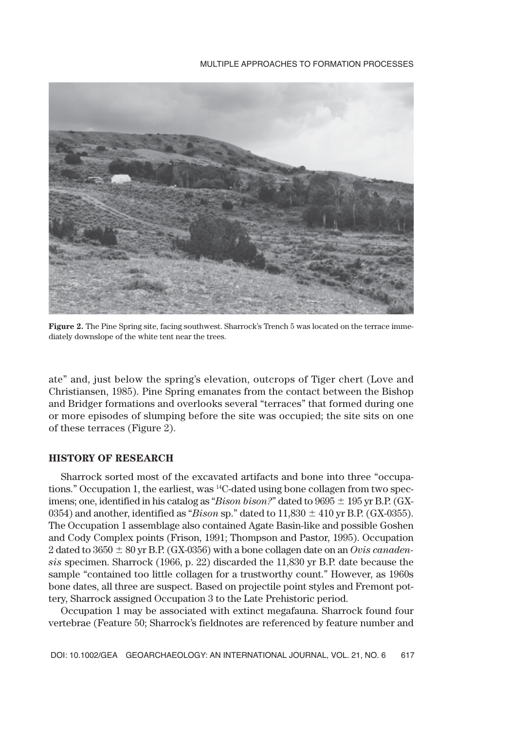**Figure 2.** The Pine Spring site, facing southwest. Sharrock's Trench 5 was located on the terrace immediately downslope of the white tent near the trees.

ate" and, just below the spring's elevation, outcrops of Tiger chert (Love and Christiansen, 1985). Pine Spring emanates from the contact between the Bishop and Bridger formations and overlooks several "terraces" that formed during one or more episodes of slumping before the site was occupied; the site sits on one of these terraces (Figure 2).

## HISTORY OF RESEARCH

Sharrock sorted most of the excavated artifacts and bone into three "occupations." Occupation 1, the earliest, was $^{14}$C-dated using bone collagen from two specimens; one, identified in his catalog as "*Bison bison?*" dated to 9695 ± 195 yr B.P. (GX-0354) and another, identified as "*Bison* sp." dated to 11,830 ± 410 yr B.P. (GX-0355). The Occupation 1 assemblage also contained Agate Basin-like and possible Goshen and Cody Complex points (Frison, 1991; Thompson and Pastor, 1995). Occupation 2 dated to 3650 ± 80 yr B.P. (GX-0356) with a bone collagen date on an *Ovis canadensis* specimen. Sharrock (1966, p. 22) discarded the 11,830 yr B.P. date because the sample "contained too little collagen for a trustworthy count." However, as 1960s bone dates, all three are suspect. Based on projectile point styles and Fremont pottery, Sharrock assigned Occupation 3 to the Late Prehistoric period.

Occupation 1 may be associated with extinct megafauna. Sharrock found four vertebrae (Feature 50; Sharrock's fieldnotes are referenced by feature number and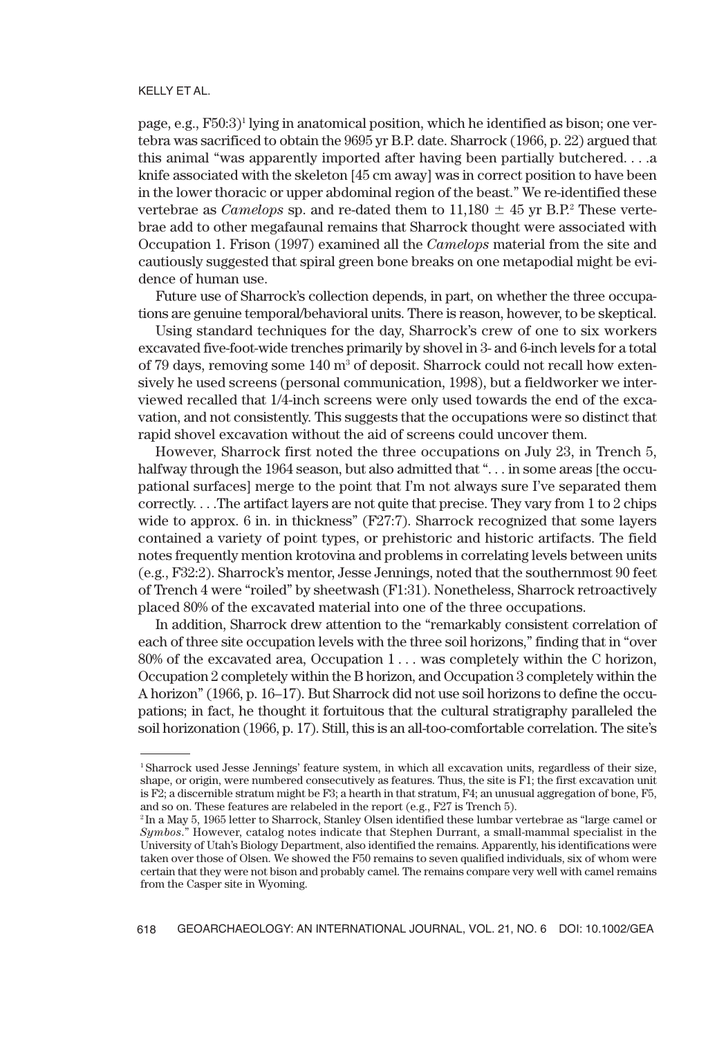page, e.g., F50:3)[1] lying in anatomical position, which he identified as bison; one vertebra was sacrificed to obtain the 9695 yr B.P. date. Sharrock (1966, p. 22) argued that this animal "was apparently imported after having been partially butchered. . . .a knife associated with the skeleton [45 cm away] was in correct position to have been in the lower thoracic or upper abdominal region of the beast." We re-identified these vertebrae as *Camelops* sp. and re-dated them to 11,180 ± 45 yr B.P.[2] These vertebrae add to other megafaunal remains that Sharrock thought were associated with Occupation 1. Frison (1997) examined all the *Camelops* material from the site and cautiously suggested that spiral green bone breaks on one metapodial might be evidence of human use.

Future use of Sharrock's collection depends, in part, on whether the three occupations are genuine temporal/behavioral units. There is reason, however, to be skeptical.

Using standard techniques for the day, Sharrock's crew of one to six workers excavated five-foot-wide trenches primarily by shovel in 3- and 6-inch levels for a total of 79 days, removing some 140 m$^3$ of deposit. Sharrock could not recall how extensively he used screens (personal communication, 1998), but a fieldworker we interviewed recalled that 1/4-inch screens were only used towards the end of the excavation, and not consistently. This suggests that the occupations were so distinct that rapid shovel excavation without the aid of screens could uncover them.

However, Sharrock first noted the three occupations on July 23, in Trench 5, halfway through the 1964 season, but also admitted that ". . . in some areas [the occupational surfaces] merge to the point that I'm not always sure I've separated them correctly. . . .The artifact layers are not quite that precise. They vary from 1 to 2 chips wide to approx. 6 in. in thickness" (F27:7). Sharrock recognized that some layers contained a variety of point types, or prehistoric and historic artifacts. The field notes frequently mention krotovina and problems in correlating levels between units (e.g., F32:2). Sharrock's mentor, Jesse Jennings, noted that the southernmost 90 feet of Trench 4 were "roiled" by sheetwash (F1:31). Nonetheless, Sharrock retroactively placed 80% of the excavated material into one of the three occupations.

In addition, Sharrock drew attention to the "remarkably consistent correlation of each of three site occupation levels with the three soil horizons," finding that in "over 80% of the excavated area, Occupation 1 . . . was completely within the C horizon, Occupation 2 completely within the B horizon, and Occupation 3 completely within the A horizon" (1966, p. 16–17). But Sharrock did not use soil horizons to define the occupations; in fact, he thought it fortuitous that the cultural stratigraphy paralleled the soil horizonation (1966, p. 17). Still, this is an all-too-comfortable correlation. The site's

---

[1] Sharrock used Jesse Jennings' feature system, in which all excavation units, regardless of their size, shape, or origin, were numbered consecutively as features. Thus, the site is F1; the first excavation unit is F2; a discernible stratum might be F3; a hearth in that stratum, F4; an unusual aggregation of bone, F5, and so on. These features are relabeled in the report (e.g., F27 is Trench 5).

[2] In a May 5, 1965 letter to Sharrock, Stanley Olsen identified these lumbar vertebrae as "large camel or *Symbos*." However, catalog notes indicate that Stephen Durrant, a small-mammal specialist in the University of Utah's Biology Department, also identified the remains. Apparently, his identifications were taken over those of Olsen. We showed the F50 remains to seven qualified individuals, six of whom were certain that they were not bison and probably camel. The remains compare very well with camel remains from the Casper site in Wyoming.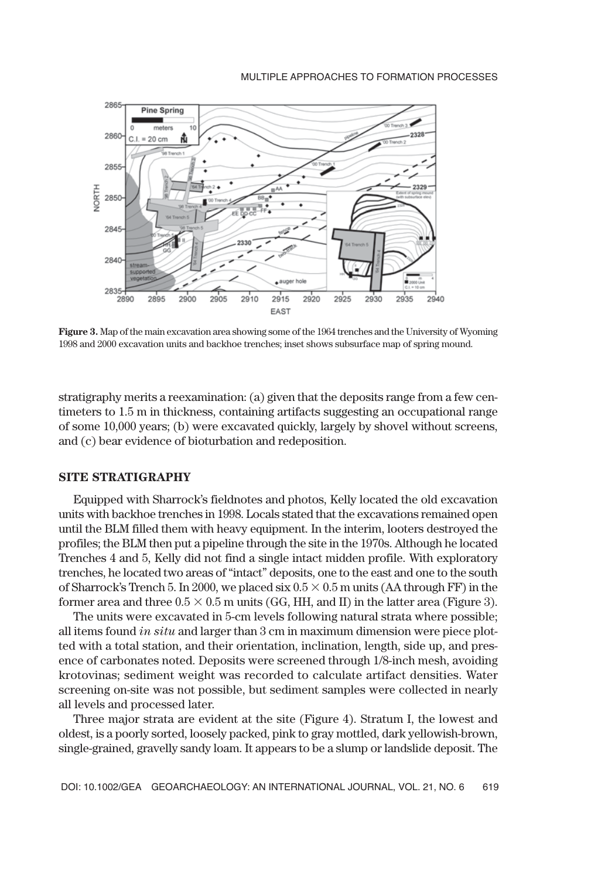**Figure 3.** Map of the main excavation area showing some of the 1964 trenches and the University of Wyoming 1998 and 2000 excavation units and backhoe trenches; inset shows subsurface map of spring mound.

stratigraphy merits a reexamination: (a) given that the deposits range from a few centimeters to 1.5 m in thickness, containing artifacts suggesting an occupational range of some 10,000 years; (b) were excavated quickly, largely by shovel without screens, and (c) bear evidence of bioturbation and redeposition.

## SITE STRATIGRAPHY

Equipped with Sharrock's fieldnotes and photos, Kelly located the old excavation units with backhoe trenches in 1998. Locals stated that the excavations remained open until the BLM filled them with heavy equipment. In the interim, looters destroyed the profiles; the BLM then put a pipeline through the site in the 1970s. Although he located Trenches 4 and 5, Kelly did not find a single intact midden profile. With exploratory trenches, he located two areas of "intact" deposits, one to the east and one to the south of Sharrock's Trench 5. In 2000, we placed six $0.5 \times 0.5$ m units (AA through FF) in the former area and three $0.5 \times 0.5$ m units (GG, HH, and II) in the latter area (Figure 3).

The units were excavated in 5-cm levels following natural strata where possible; all items found *in situ* and larger than 3 cm in maximum dimension were piece plotted with a total station, and their orientation, inclination, length, side up, and presence of carbonates noted. Deposits were screened through 1/8-inch mesh, avoiding krotovinas; sediment weight was recorded to calculate artifact densities. Water screening on-site was not possible, but sediment samples were collected in nearly all levels and processed later.

Three major strata are evident at the site (Figure 4). Stratum I, the lowest and oldest, is a poorly sorted, loosely packed, pink to gray mottled, dark yellowish-brown, single-grained, gravelly sandy loam. It appears to be a slump or landslide deposit. The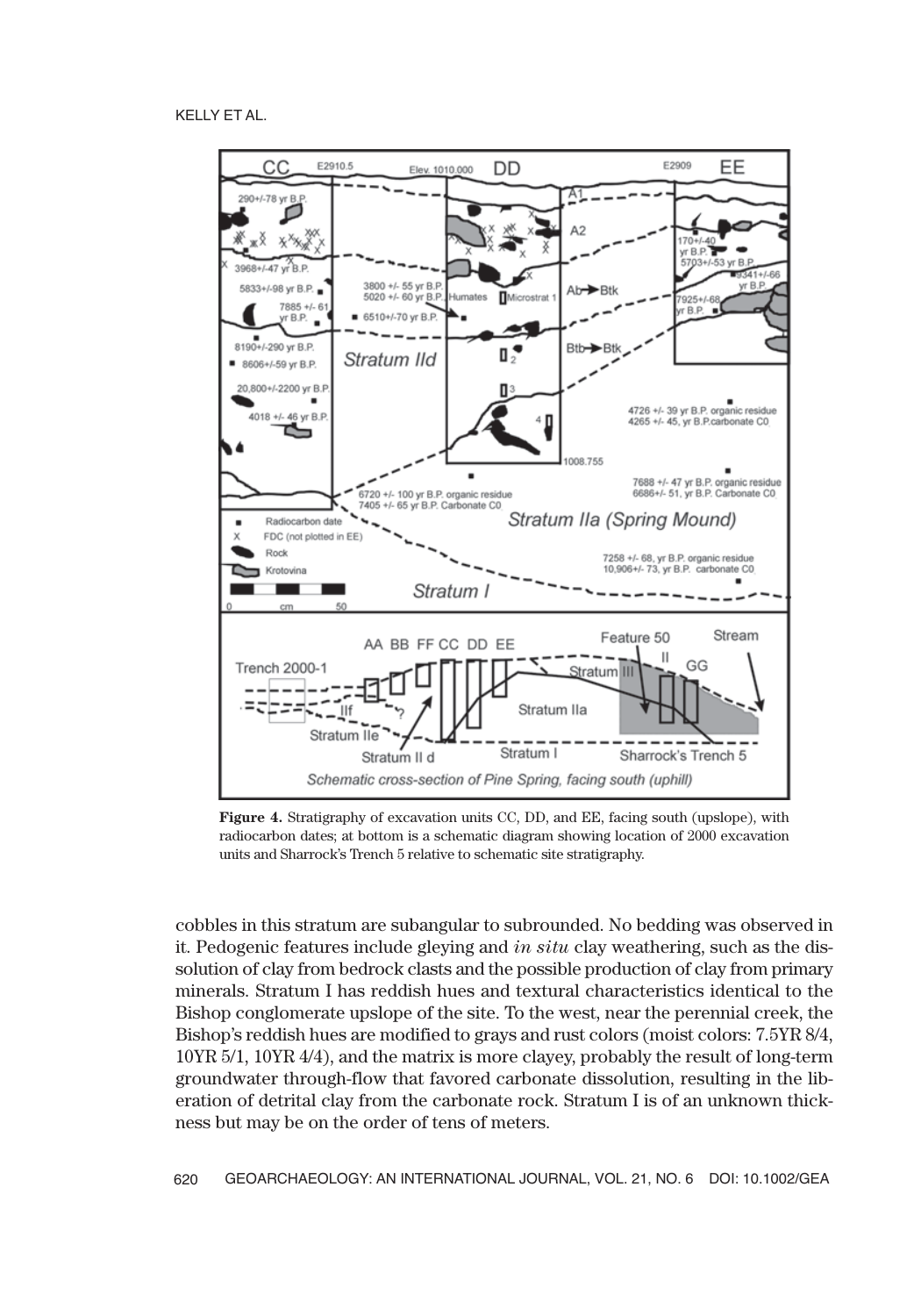**Figure 4.** Stratigraphy of excavation units CC, DD, and EE, facing south (upslope), with radiocarbon dates; at bottom is a schematic diagram showing location of 2000 excavation units and Sharrock's Trench 5 relative to schematic site stratigraphy.

cobbles in this stratum are subangular to subrounded. No bedding was observed in it. Pedogenic features include gleying and *in situ* clay weathering, such as the dissolution of clay from bedrock clasts and the possible production of clay from primary minerals. Stratum I has reddish hues and textural characteristics identical to the Bishop conglomerate upslope of the site. To the west, near the perennial creek, the Bishop's reddish hues are modified to grays and rust colors (moist colors: 7.5YR 8/4, 10YR 5/1, 10YR 4/4), and the matrix is more clayey, probably the result of long-term groundwater through-flow that favored carbonate dissolution, resulting in the liberation of detrital clay from the carbonate rock. Stratum I is of an unknown thickness but may be on the order of tens of meters.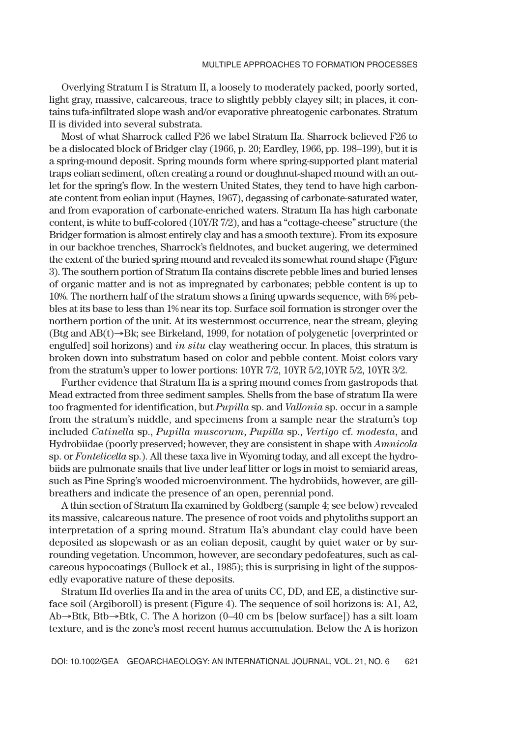Overlying Stratum I is Stratum II, a loosely to moderately packed, poorly sorted, light gray, massive, calcareous, trace to slightly pebbly clayey silt; in places, it contains tufa-infiltrated slope wash and/or evaporative phreatogenic carbonates. Stratum II is divided into several substrata.

Most of what Sharrock called F26 we label Stratum IIa. Sharrock believed F26 to be a dislocated block of Bridger clay (1966, p. 20; Eardley, 1966, pp. 198–199), but it is a spring-mound deposit. Spring mounds form where spring-supported plant material traps eolian sediment, often creating a round or doughnut-shaped mound with an outlet for the spring's flow. In the western United States, they tend to have high carbonate content from eolian input (Haynes, 1967), degassing of carbonate-saturated water, and from evaporation of carbonate-enriched waters. Stratum IIa has high carbonate content, is white to buff-colored (10Y/R 7/2), and has a "cottage-cheese" structure (the Bridger formation is almost entirely clay and has a smooth texture). From its exposure in our backhoe trenches, Sharrock's fieldnotes, and bucket augering, we determined the extent of the buried spring mound and revealed its somewhat round shape (Figure 3). The southern portion of Stratum IIa contains discrete pebble lines and buried lenses of organic matter and is not as impregnated by carbonates; pebble content is up to 10%. The northern half of the stratum shows a fining upwards sequence, with 5% pebbles at its base to less than 1% near its top. Surface soil formation is stronger over the northern portion of the unit. At its westernmost occurrence, near the stream, gleying (Btg and AB(t)→Bk; see Birkeland, 1999, for notation of polygenetic [overprinted or engulfed] soil horizons) and *in situ* clay weathering occur. In places, this stratum is broken down into substratum based on color and pebble content. Moist colors vary from the stratum's upper to lower portions: 10YR 7/2, 10YR 5/2,10YR 5/2, 10YR 3/2.

Further evidence that Stratum IIa is a spring mound comes from gastropods that Mead extracted from three sediment samples. Shells from the base of stratum IIa were too fragmented for identification, but *Pupilla* sp. and *Vallonia* sp. occur in a sample from the stratum's middle, and specimens from a sample near the stratum's top included *Catinella* sp., *Pupilla muscorum*, *Pupilla* sp., *Vertigo* cf. *modesta*, and Hydrobiidae (poorly preserved; however, they are consistent in shape with *Amnicola* sp. or *Fontelicella* sp.). All these taxa live in Wyoming today, and all except the hydrobiids are pulmonate snails that live under leaf litter or logs in moist to semiarid areas, such as Pine Spring's wooded microenvironment. The hydrobiids, however, are gill-breathers and indicate the presence of an open, perennial pond.

A thin section of Stratum IIa examined by Goldberg (sample 4; see below) revealed its massive, calcareous nature. The presence of root voids and phytoliths support an interpretation of a spring mound. Stratum IIa's abundant clay could have been deposited as slopewash or as an eolian deposit, caught by quiet water or by surrounding vegetation. Uncommon, however, are secondary pedofeatures, such as calcareous hypocoatings (Bullock et al., 1985); this is surprising in light of the supposedly evaporative nature of these deposits.

Stratum IId overlies IIa and in the area of units CC, DD, and EE, a distinctive surface soil (Argiboroll) is present (Figure 4). The sequence of soil horizons is: A1, A2, Ab→Btk, Btb→Btk, C. The A horizon (0–40 cm bs [below surface]) has a silt loam texture, and is the zone's most recent humus accumulation. Below the A is horizon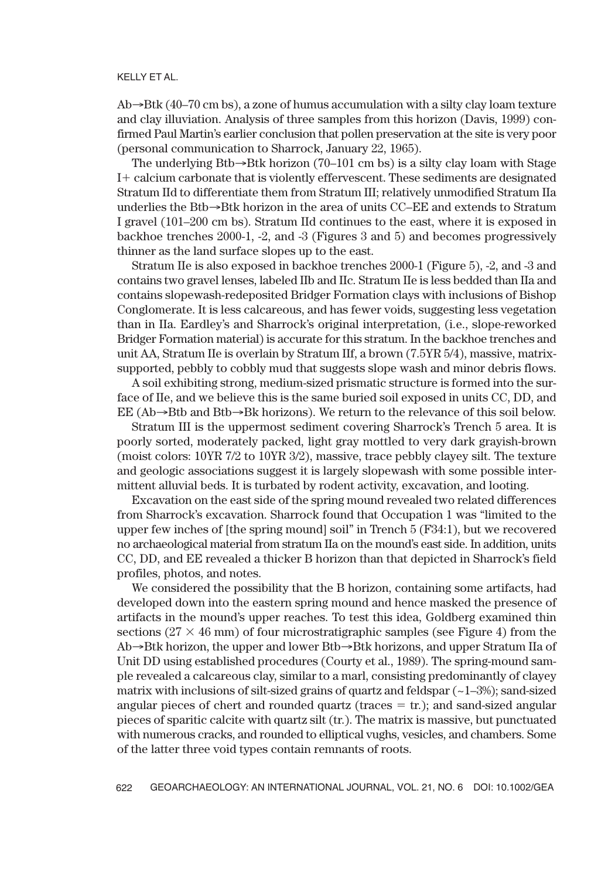Ab→Btk (40–70 cm bs), a zone of humus accumulation with a silty clay loam texture and clay illuviation. Analysis of three samples from this horizon (Davis, 1999) confirmed Paul Martin's earlier conclusion that pollen preservation at the site is very poor (personal communication to Sharrock, January 22, 1965).

The underlying Btb→Btk horizon (70–101 cm bs) is a silty clay loam with Stage I+ calcium carbonate that is violently effervescent. These sediments are designated Stratum IId to differentiate them from Stratum III; relatively unmodified Stratum IIa underlies the Btb→Btk horizon in the area of units CC–EE and extends to Stratum I gravel (101–200 cm bs). Stratum IId continues to the east, where it is exposed in backhoe trenches 2000-1, -2, and -3 (Figures 3 and 5) and becomes progressively thinner as the land surface slopes up to the east.

Stratum IIe is also exposed in backhoe trenches 2000-1 (Figure 5), -2, and -3 and contains two gravel lenses, labeled IIb and IIc. Stratum IIe is less bedded than IIa and contains slopewash-redeposited Bridger Formation clays with inclusions of Bishop Conglomerate. It is less calcareous, and has fewer voids, suggesting less vegetation than in IIa. Eardley's and Sharrock's original interpretation, (i.e., slope-reworked Bridger Formation material) is accurate for this stratum. In the backhoe trenches and unit AA, Stratum IIe is overlain by Stratum IIf, a brown (7.5YR 5/4), massive, matrix-supported, pebbly to cobbly mud that suggests slope wash and minor debris flows.

A soil exhibiting strong, medium-sized prismatic structure is formed into the surface of IIe, and we believe this is the same buried soil exposed in units CC, DD, and EE (Ab→Btb and Btb→Bk horizons). We return to the relevance of this soil below.

Stratum III is the uppermost sediment covering Sharrock's Trench 5 area. It is poorly sorted, moderately packed, light gray mottled to very dark grayish-brown (moist colors: 10YR 7/2 to 10YR 3/2), massive, trace pebbly clayey silt. The texture and geologic associations suggest it is largely slopewash with some possible intermittent alluvial beds. It is turbated by rodent activity, excavation, and looting.

Excavation on the east side of the spring mound revealed two related differences from Sharrock's excavation. Sharrock found that Occupation 1 was "limited to the upper few inches of [the spring mound] soil" in Trench 5 (F34:1), but we recovered no archaeological material from stratum IIa on the mound's east side. In addition, units CC, DD, and EE revealed a thicker B horizon than that depicted in Sharrock's field profiles, photos, and notes.

We considered the possibility that the B horizon, containing some artifacts, had developed down into the eastern spring mound and hence masked the presence of artifacts in the mound's upper reaches. To test this idea, Goldberg examined thin sections ($27 \times 46$ mm) of four microstratigraphic samples (see Figure 4) from the Ab→Btk horizon, the upper and lower Btb→Btk horizons, and upper Stratum IIa of Unit DD using established procedures (Courty et al., 1989). The spring-mound sample revealed a calcareous clay, similar to a marl, consisting predominantly of clayey matrix with inclusions of silt-sized grains of quartz and feldspar (~1–3%); sand-sized angular pieces of chert and rounded quartz (traces = tr.); and sand-sized angular pieces of sparitic calcite with quartz silt (tr.). The matrix is massive, but punctuated with numerous cracks, and rounded to elliptical vughs, vesicles, and chambers. Some of the latter three void types contain remnants of roots.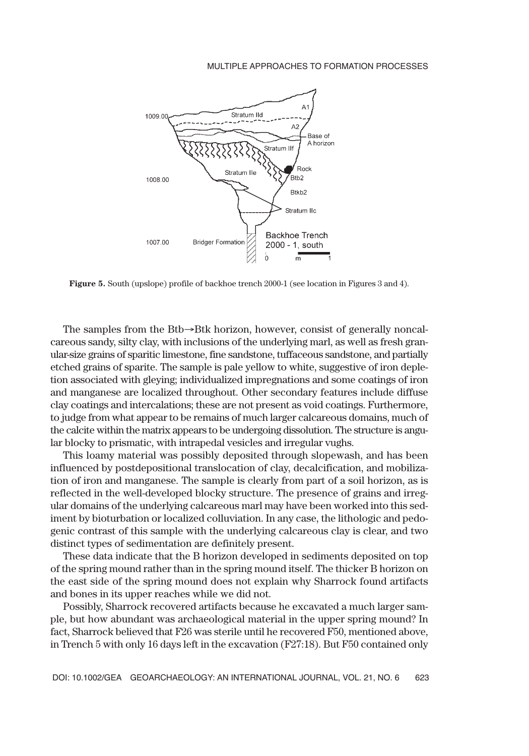**Figure 5.** South (upslope) profile of backhoe trench 2000-1 (see location in Figures 3 and 4).

The samples from the Btb→Btk horizon, however, consist of generally noncalcareous sandy, silty clay, with inclusions of the underlying marl, as well as fresh granular-size grains of sparitic limestone, fine sandstone, tuffaceous sandstone, and partially etched grains of sparite. The sample is pale yellow to white, suggestive of iron depletion associated with gleying; individualized impregnations and some coatings of iron and manganese are localized throughout. Other secondary features include diffuse clay coatings and intercalations; these are not present as void coatings. Furthermore, to judge from what appear to be remains of much larger calcareous domains, much of the calcite within the matrix appears to be undergoing dissolution. The structure is angular blocky to prismatic, with intrapedal vesicles and irregular vughs.

This loamy material was possibly deposited through slopewash, and has been influenced by postdepositional translocation of clay, decalcification, and mobilization of iron and manganese. The sample is clearly from part of a soil horizon, as is reflected in the well-developed blocky structure. The presence of grains and irregular domains of the underlying calcareous marl may have been worked into this sediment by bioturbation or localized colluviation. In any case, the lithologic and pedogenic contrast of this sample with the underlying calcareous clay is clear, and two distinct types of sedimentation are definitely present.

These data indicate that the B horizon developed in sediments deposited on top of the spring mound rather than in the spring mound itself. The thicker B horizon on the east side of the spring mound does not explain why Sharrock found artifacts and bones in its upper reaches while we did not.

Possibly, Sharrock recovered artifacts because he excavated a much larger sample, but how abundant was archaeological material in the upper spring mound? In fact, Sharrock believed that F26 was sterile until he recovered F50, mentioned above, in Trench 5 with only 16 days left in the excavation (F27:18). But F50 contained only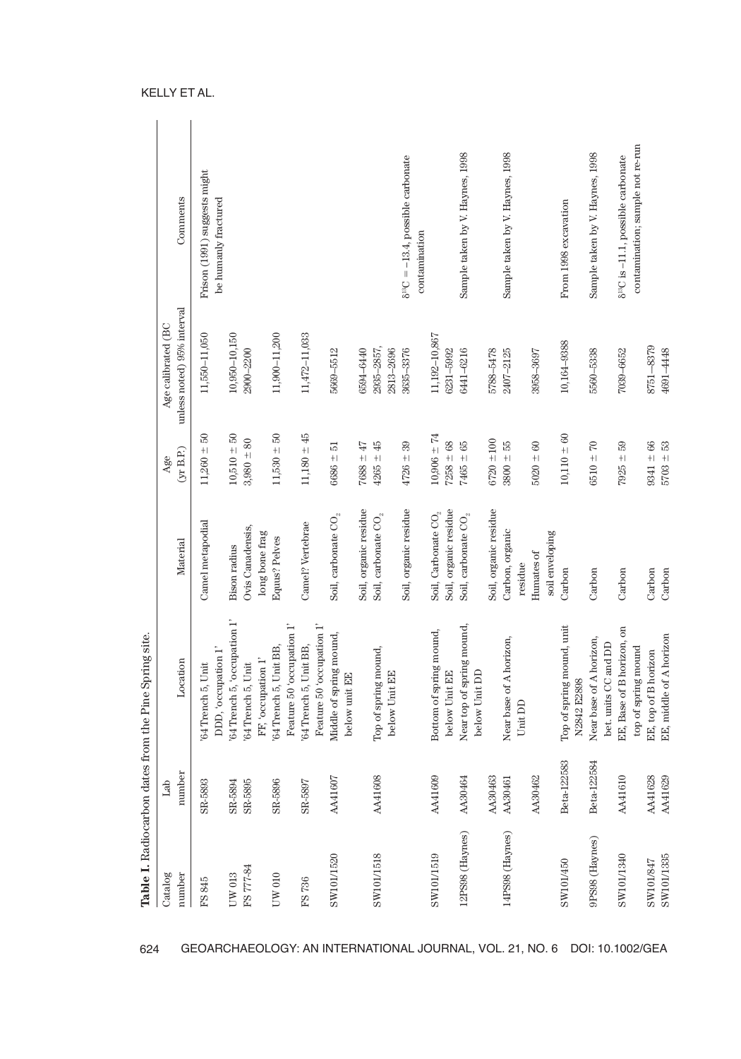**Table I.** Radiocarbon dates from the Pine Spring site.

| Catalog number | Lab number | Location | Material | Age (yr B.P.) | Age calibrated (BC unless noted) 95% interval | Comments |
|---|---|---|---|---|---|---|
| FS 845 | SR-5893 | '64 Trench 5, Unit DDD, 'occupation 1' | Camel metapodial | 11,260 ± 50 | 11,550–11,050 | Frison (1991) suggests might be humanly fractured |
| UW 013 | SR-5894 | '64 Trench 5, 'occupation 1' | Bison radius | 10,510 ± 50 | 10,950–10,150 | |
| FS 777-84 | SR-5895 | '64 Trench 5, Unit FF, 'occupation 1' | Ovis Canadensis, long bone frag | 3,980 ± 80 | 2900–2200 | |
| UW 010 | SR-5896 | '64 Trench 5, Unit BB, Feature 50 'occupation 1' | Equus? Pelves | 11,530 ± 50 | 11,900–11,200 | |
| FS 736 | SR-5897 | '64 Trench 5, Unit BB, Feature 50 'occupation 1' | Camel? Vertebrae | 11,180 ± 45 | 11,472–11,033 | |
| SW101/1520 | AA41607 | Middle of spring mound, below unit EE | Soil, carbonate $CO_2$ | 6686 ± 51 | 5669–5512 | |
| | | | Soil, organic residue | 7688 ± 47 | 6594–6440 | |
| SW101/1518 | AA41608 | Top of spring mound, below Unit EE | Soil, carbonate $CO_2$ | 4265 ± 45 | 2935–2857, 2813–2696 | |
| | | | Soil, organic residue | 4726 ± 39 | 3635–3376 | $\delta^{13}C = -13.4$, possible carbonate contamination |
| SW101/1519 | AA41609 | Bottom of spring mound, below Unit EE | Soil, Carbonate $CO_2$ | 10,906 ± 74 | 11,192–10,867 | |
| | | | Soil, organic residue | 7258 ± 68 | 6231–5992 | |
| 12PS98 (Haynes) | AA30464 | Near top of spring mound, below Unit DD | Soil, carbonate $CO_2$ | 7465 ± 65 | 6441–6216 | Sample taken by V. Haynes, 1998 |
| | AA30463 | | Soil, organic residue | 6720 ±100 | 5788–5478 | |
| 14PS98 (Haynes) | AA30461 | Near base of A horizon, Unit DD | Carbon, organic residue | 3800 ± 55 | 2407–2125 | Sample taken by V. Haynes, 1998 |
| | AA30462 | | Humates of soil enveloping | 5020 ± 60 | 3958–3697 | |
| SW101/450 | Beta-122583 | Top of spring mound, unit N2842 E2898 | Carbon | 10,110 ± 60 | 10,164–9388 | From 1998 excavation |
| 9PS98 (Haynes) | Beta-122584 | Near base of A horizon, bet. units CC and DD | Carbon | 6510 ± 70 | 5560–5338 | Sample taken by V. Haynes, 1998 |
| SW101/1340 | AA41610 | EE, Base of B horizon, on top of spring mound | Carbon | 7925 ± 59 | 7039–6652 | $\delta^{13}C$ is −11.1, possible carbonate contamination; sample not re-run |
| SW101/847 | AA41628 | EE, top of B horizon | Carbon | 9341 ± 66 | 8751–8379 | |
| SW101/1335 | AA41629 | EE, middle of A horizon | Carbon | 5703 ± 53 | 4691–4448 | |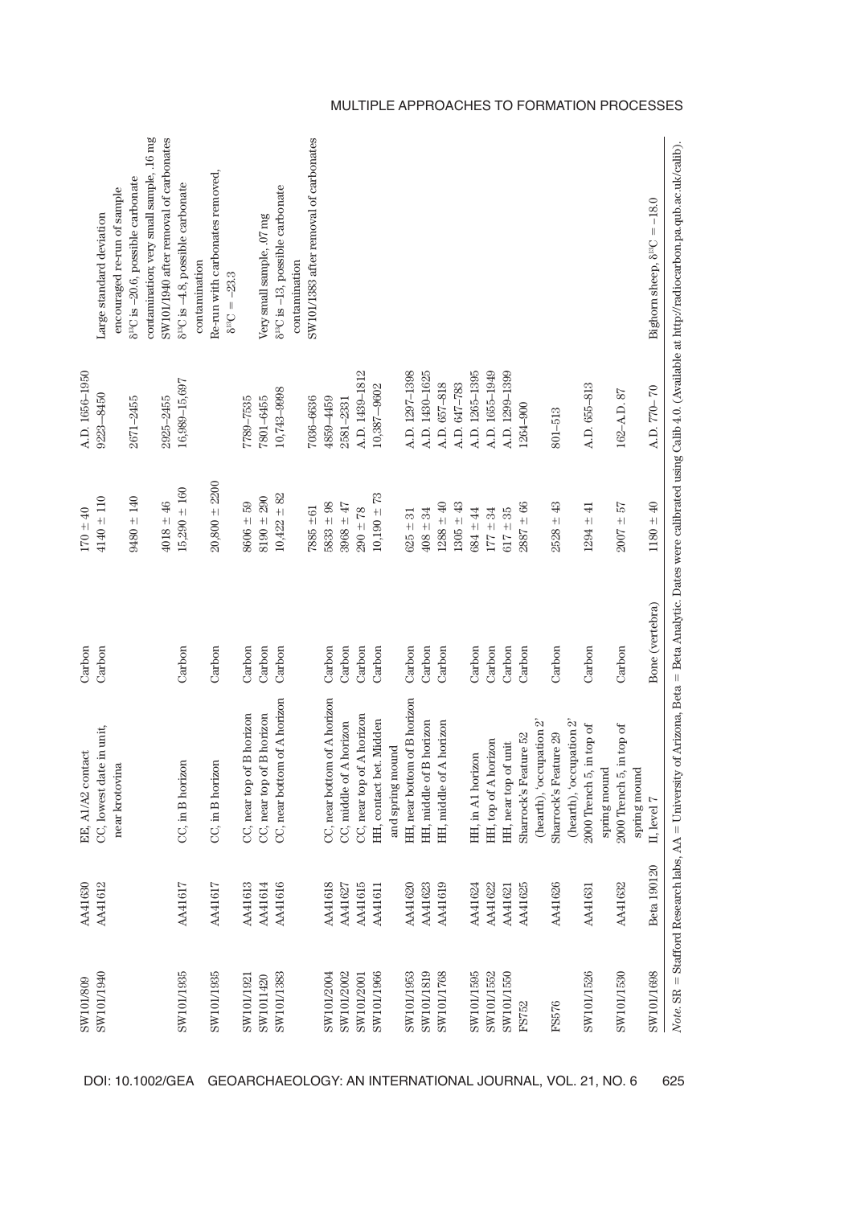| SW101/809 | AA41630 | EE, A1/A2 contact | Carbon | 170 ± 40 | A.D. 1656–1950 | |
|---|---|---|---|---|---|---|
| SW101/1940 | AA41612 | CC, lowest date in unit, near krotovina | Carbon | 4140 ± 110 | 9223–8450 | Large standard deviation encouraged re-run of sample |
| | | | | 9480 ± 140 | 2671–2455 | $\delta^{13}C$ is –20.6, possible carbonate contamination; very small sample, .16 mg |
| SW101/1935 | AA41617 | CC, in B horizon | Carbon | 4018 ± 46 | 2925–2455 | SW101/1940 after removal of carbonates |
| | | | | 15,290 ± 160 | 16,989–15,697 | $\delta^{13}C$ is –4.8, possible carbonate contamination |
| SW101/1935 | AA41617 | CC, in B horizon | Carbon | 20,800 ± 2200 | | Re-run with carbonates removed, $\delta^{13}C$ = –23.3 |
| SW101/1921 | AA41613 | CC, near top of B horizon | Carbon | 8606 ± 59 | 7789–7535 | |
| SW101/1420 | AA41614 | CC, near top of B horizon | Carbon | 8190 ± 290 | 7801–6455 | Very small sample, .07 mg |
| SW101/1383 | AA41616 | CC, near bottom of A horizon | Carbon | 10,422 ± 82 | 10,743–9998 | $\delta^{13}C$ is –13, possible carbonate contamination |
| | | | | 7885 ± 61 | 7036–6636 | SW101/1383 after removal of carbonates |
| SW101/2004 | AA41618 | CC, near bottom of A horizon | Carbon | 5833 ± 98 | 4859–4459 | |
| SW101/2002 | AA41627 | CC, middle of A horizon | Carbon | 3968 ± 47 | 2581–2331 | |
| SW101/2001 | AA41615 | CC, near top of A horizon | Carbon | 290 ± 78 | A.D. 1439–1812 | |
| SW101/1966 | AA41611 | HH, contact bet. Midden and spring mound | Carbon | 10,190 ± 73 | 10,387–9602 | |
| SW101/1953 | AA41620 | HH, near bottom of B horizon | Carbon | 625 ± 31 | A.D. 1297–1398 | |
| SW101/1819 | AA41623 | HH, middle of B horizon | Carbon | 408 ± 34 | A.D. 1430–1625 | |
| SW101/1768 | AA41619 | HH, middle of A horizon | Carbon | 1288 ± 40 | A.D. 657–818 | |
| | | | | 1305 ± 43 | A.D. 647–783 | |
| SW101/1595 | AA41624 | HH, in A1 horizon | Carbon | 684 ± 44 | A.D. 1265–1395 | |
| SW101/1552 | AA41622 | HH, top of A horizon | Carbon | 177 ± 34 | A.D. 1655–1949 | |
| SW101/1550 | AA41621 | HH, near top of unit | Carbon | 617 ± 35 | A.D. 1299–1399 | |
| FS752 | AA41625 | Sharrock's Feature 52 (hearth), 'occupation 2' | Carbon | 2887 ± 66 | 1264–900 | |
| FS576 | AA41626 | Sharrock's Feature 29 (hearth), 'occupation 2' | Carbon | 2528 ± 43 | 801–513 | |
| SW101/1526 | AA41631 | 2000 Trench 5, in top of spring mound | Carbon | 1294 ± 41 | A.D. 655–813 | |
| SW101/1530 | AA41632 | 2000 Trench 5, in top of spring mound | Carbon | 2007 ± 57 | 162–A.D. 87 | |
| SW101/1698 | Beta 190120 | II, level 7 | Bone (vertebra) | 1180 ± 40 | A.D. 770–70 | Bighorn sheep, $\delta^{13}C$ = –18.0 |

*Note.* SR = Stafford Research labs, AA = University of Arizona, Beta = Beta Analytic. Dates were calibrated using Calib 4.0. (Available at http://radiocarbon.pa.qub.ac.uk/calib).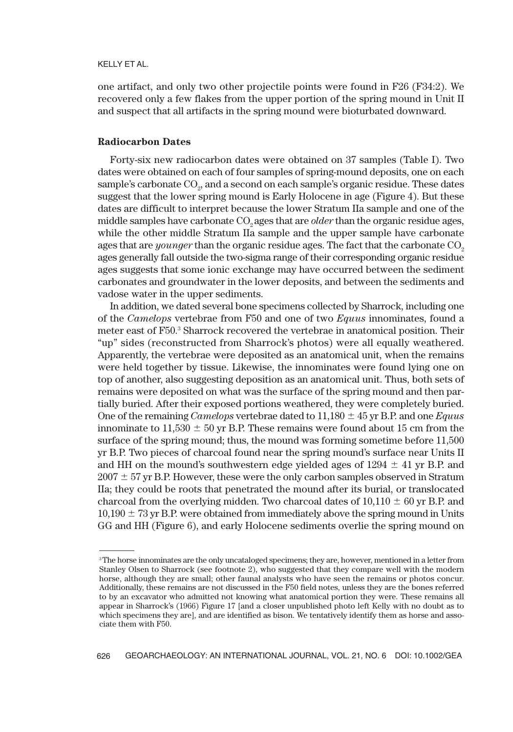one artifact, and only two other projectile points were found in F26 (F34:2). We recovered only a few flakes from the upper portion of the spring mound in Unit II and suspect that all artifacts in the spring mound were bioturbated downward.

### Radiocarbon Dates

Forty-six new radiocarbon dates were obtained on 37 samples (Table I). Two dates were obtained on each of four samples of spring-mound deposits, one on each sample's carbonate $CO_2$, and a second on each sample's organic residue. These dates suggest that the lower spring mound is Early Holocene in age (Figure 4). But these dates are difficult to interpret because the lower Stratum IIa sample and one of the middle samples have carbonate $CO_2$ ages that are *older* than the organic residue ages, while the other middle Stratum IIa sample and the upper sample have carbonate ages that are *younger* than the organic residue ages. The fact that the carbonate $CO_2$ ages generally fall outside the two-sigma range of their corresponding organic residue ages suggests that some ionic exchange may have occurred between the sediment carbonates and groundwater in the lower deposits, and between the sediments and vadose water in the upper sediments.

In addition, we dated several bone specimens collected by Sharrock, including one of the *Camelops* vertebrae from F50 and one of two *Equus* innominates, found a meter east of F50.[3] Sharrock recovered the vertebrae in anatomical position. Their "up" sides (reconstructed from Sharrock's photos) were all equally weathered. Apparently, the vertebrae were deposited as an anatomical unit, when the remains were held together by tissue. Likewise, the innominates were found lying one on top of another, also suggesting deposition as an anatomical unit. Thus, both sets of remains were deposited on what was the surface of the spring mound and then partially buried. After their exposed portions weathered, they were completely buried. One of the remaining *Camelops* vertebrae dated to 11,180 ± 45 yr B.P. and one *Equus* innominate to 11,530 ± 50 yr B.P. These remains were found about 15 cm from the surface of the spring mound; thus, the mound was forming sometime before 11,500 yr B.P. Two pieces of charcoal found near the spring mound's surface near Units II and HH on the mound's southwestern edge yielded ages of 1294 ± 41 yr B.P. and 2007 ± 57 yr B.P. However, these were the only carbon samples observed in Stratum IIa; they could be roots that penetrated the mound after its burial, or translocated charcoal from the overlying midden. Two charcoal dates of 10,110 ± 60 yr B.P. and 10,190 ± 73 yr B.P. were obtained from immediately above the spring mound in Units GG and HH (Figure 6), and early Holocene sediments overlie the spring mound on

---

[3] The horse innominates are the only uncataloged specimens; they are, however, mentioned in a letter from Stanley Olsen to Sharrock (see footnote 2), who suggested that they compare well with the modern horse, although they are small; other faunal analysts who have seen the remains or photos concur. Additionally, these remains are not discussed in the F50 field notes, unless they are the bones referred to by an excavator who admitted not knowing what anatomical portion they were. These remains all appear in Sharrock's (1966) Figure 17 [and a closer unpublished photo left Kelly with no doubt as to which specimens they are], and are identified as bison. We tentatively identify them as horse and associate them with F50.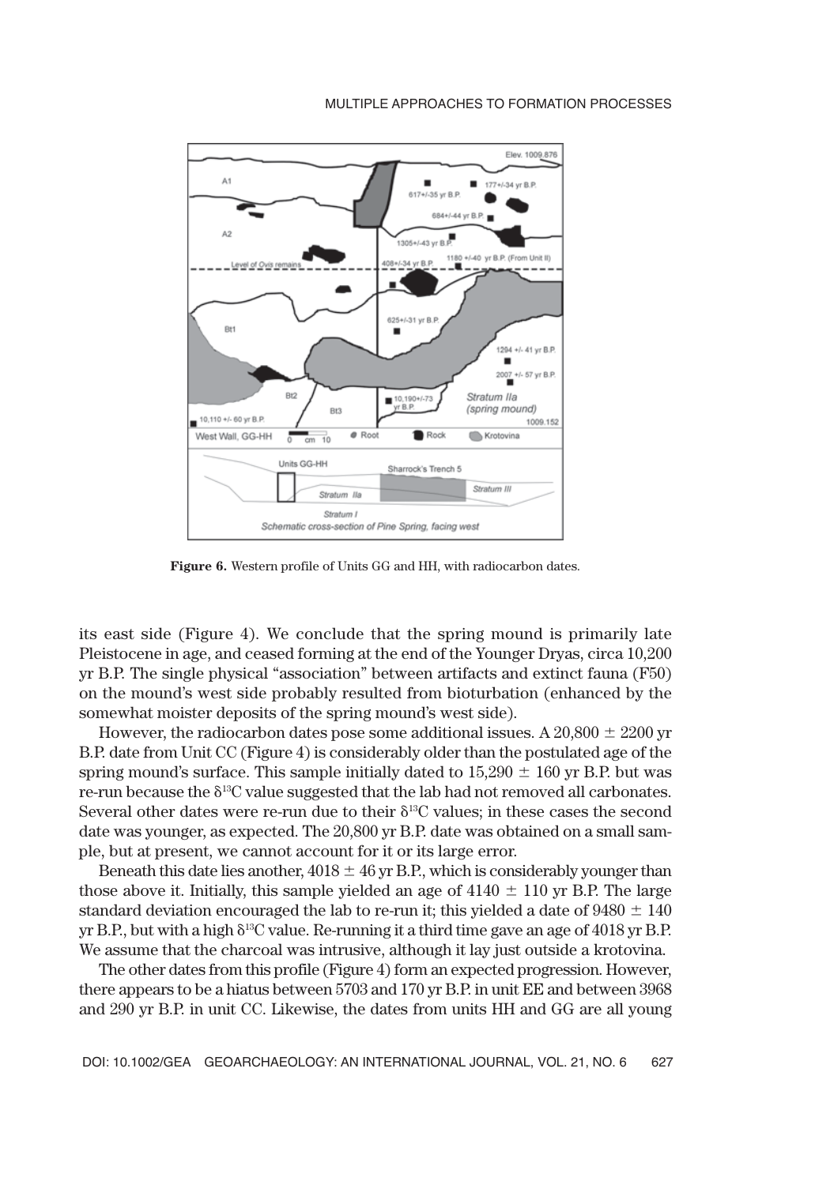**Figure 6.** Western profile of Units GG and HH, with radiocarbon dates.

its east side (Figure 4). We conclude that the spring mound is primarily late Pleistocene in age, and ceased forming at the end of the Younger Dryas, circa 10,200 yr B.P. The single physical "association" between artifacts and extinct fauna (F50) on the mound's west side probably resulted from bioturbation (enhanced by the somewhat moister deposits of the spring mound's west side).

However, the radiocarbon dates pose some additional issues. A 20,800 ± 2200 yr B.P. date from Unit CC (Figure 4) is considerably older than the postulated age of the spring mound's surface. This sample initially dated to 15,290 ± 160 yr B.P. but was re-run because the $\delta^{13}C$ value suggested that the lab had not removed all carbonates. Several other dates were re-run due to their $\delta^{13}C$ values; in these cases the second date was younger, as expected. The 20,800 yr B.P. date was obtained on a small sample, but at present, we cannot account for it or its large error.

Beneath this date lies another, 4018 ± 46 yr B.P., which is considerably younger than those above it. Initially, this sample yielded an age of 4140 ± 110 yr B.P. The large standard deviation encouraged the lab to re-run it; this yielded a date of 9480 ± 140 yr B.P., but with a high $\delta^{13}C$ value. Re-running it a third time gave an age of 4018 yr B.P. We assume that the charcoal was intrusive, although it lay just outside a krotovina.

The other dates from this profile (Figure 4) form an expected progression. However, there appears to be a hiatus between 5703 and 170 yr B.P. in unit EE and between 3968 and 290 yr B.P. in unit CC. Likewise, the dates from units HH and GG are all young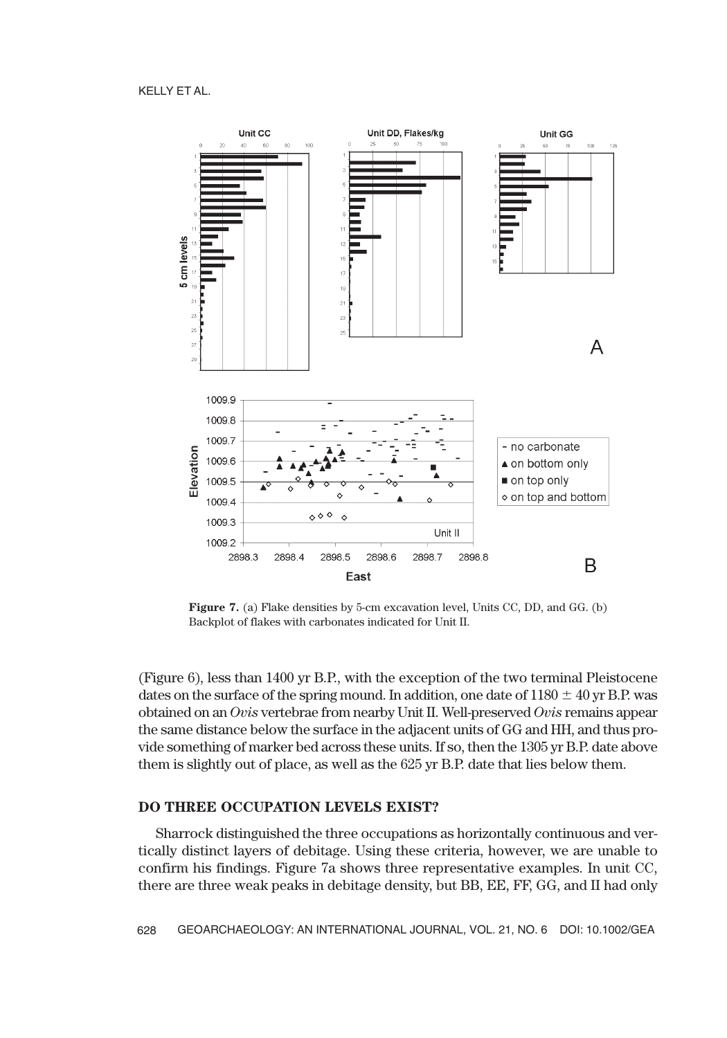**Figure 7.** (a) Flake densities by 5-cm excavation level, Units CC, DD, and GG. (b) Backplot of flakes with carbonates indicated for Unit II.

(Figure 6), less than 1400 yr B.P., with the exception of the two terminal Pleistocene dates on the surface of the spring mound. In addition, one date of 1180 ± 40 yr B.P. was obtained on an *Ovis* vertebrae from nearby Unit II. Well-preserved *Ovis* remains appear the same distance below the surface in the adjacent units of GG and HH, and thus provide something of marker bed across these units. If so, then the 1305 yr B.P. date above them is slightly out of place, as well as the 625 yr B.P. date that lies below them.

## DO THREE OCCUPATION LEVELS EXIST?

Sharrock distinguished the three occupations as horizontally continuous and vertically distinct layers of debitage. Using these criteria, however, we are unable to confirm his findings. Figure 7a shows three representative examples. In unit CC, there are three weak peaks in debitage density, but BB, EE, FF, GG, and II had only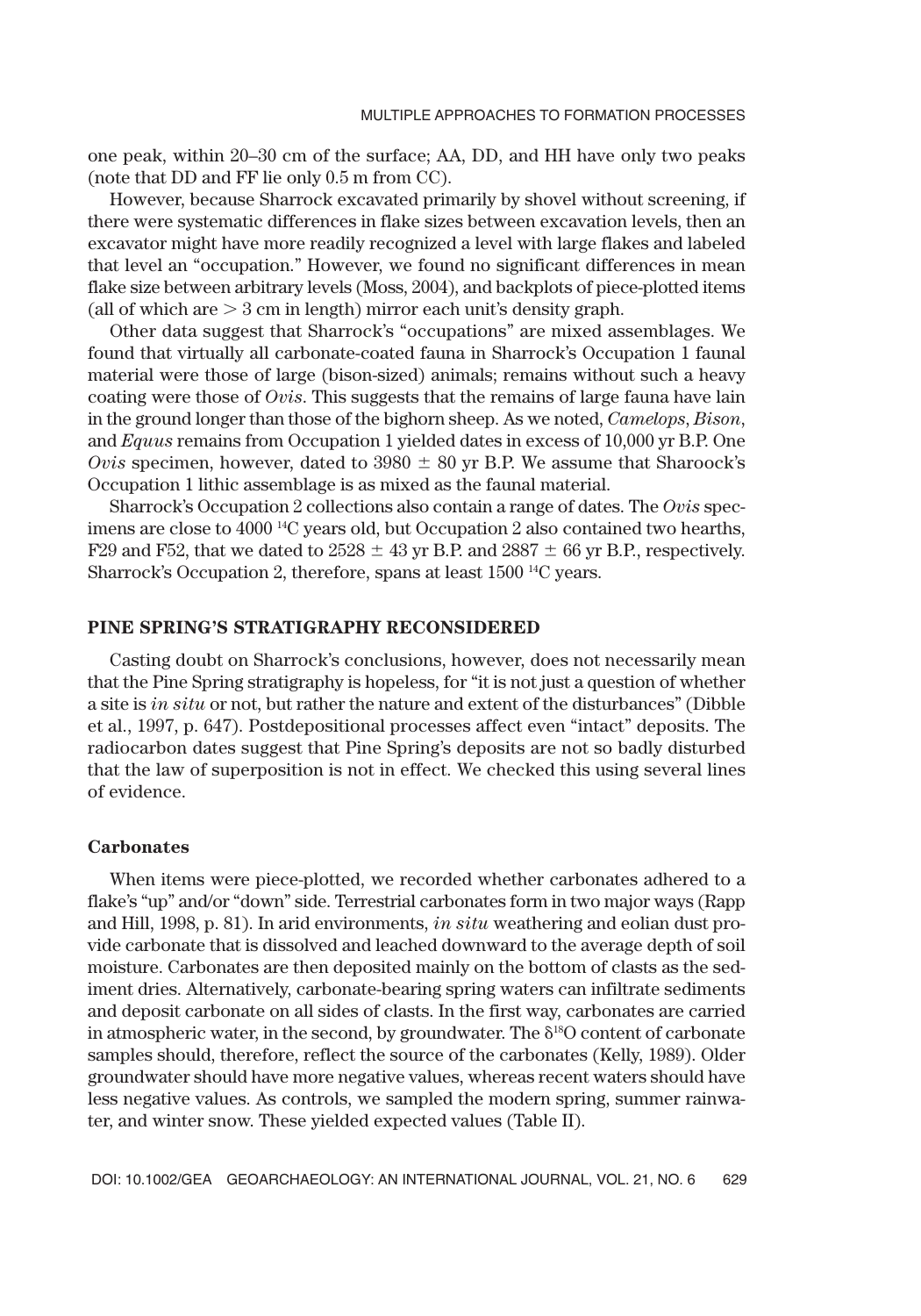one peak, within 20–30 cm of the surface; AA, DD, and HH have only two peaks (note that DD and FF lie only 0.5 m from CC).

However, because Sharrock excavated primarily by shovel without screening, if there were systematic differences in flake sizes between excavation levels, then an excavator might have more readily recognized a level with large flakes and labeled that level an "occupation." However, we found no significant differences in mean flake size between arbitrary levels (Moss, 2004), and backplots of piece-plotted items (all of which are $> 3$ cm in length) mirror each unit's density graph.

Other data suggest that Sharrock's "occupations" are mixed assemblages. We found that virtually all carbonate-coated fauna in Sharrock's Occupation 1 faunal material were those of large (bison-sized) animals; remains without such a heavy coating were those of *Ovis*. This suggests that the remains of large fauna have lain in the ground longer than those of the bighorn sheep. As we noted, *Camelops*, *Bison*, and *Equus* remains from Occupation 1 yielded dates in excess of 10,000 yr B.P. One *Ovis* specimen, however, dated to $3980 \pm 80$ yr B.P. We assume that Sharoock's Occupation 1 lithic assemblage is as mixed as the faunal material.

Sharrock's Occupation 2 collections also contain a range of dates. The *Ovis* specimens are close to 4000 $^{14}C$ years old, but Occupation 2 also contained two hearths, F29 and F52, that we dated to $2528 \pm 43$ yr B.P. and $2887 \pm 66$ yr B.P., respectively. Sharrock's Occupation 2, therefore, spans at least 1500 $^{14}C$ years.

## PINE SPRING'S STRATIGRAPHY RECONSIDERED

Casting doubt on Sharrock's conclusions, however, does not necessarily mean that the Pine Spring stratigraphy is hopeless, for "it is not just a question of whether a site is *in situ* or not, but rather the nature and extent of the disturbances" (Dibble et al., 1997, p. 647). Postdepositional processes affect even "intact" deposits. The radiocarbon dates suggest that Pine Spring's deposits are not so badly disturbed that the law of superposition is not in effect. We checked this using several lines of evidence.

### Carbonates

When items were piece-plotted, we recorded whether carbonates adhered to a flake's "up" and/or "down" side. Terrestrial carbonates form in two major ways (Rapp and Hill, 1998, p. 81). In arid environments, *in situ* weathering and eolian dust provide carbonate that is dissolved and leached downward to the average depth of soil moisture. Carbonates are then deposited mainly on the bottom of clasts as the sediment dries. Alternatively, carbonate-bearing spring waters can infiltrate sediments and deposit carbonate on all sides of clasts. In the first way, carbonates are carried in atmospheric water, in the second, by groundwater. The $\delta^{18}O$ content of carbonate samples should, therefore, reflect the source of the carbonates (Kelly, 1989). Older groundwater should have more negative values, whereas recent waters should have less negative values. As controls, we sampled the modern spring, summer rainwater, and winter snow. These yielded expected values (Table II).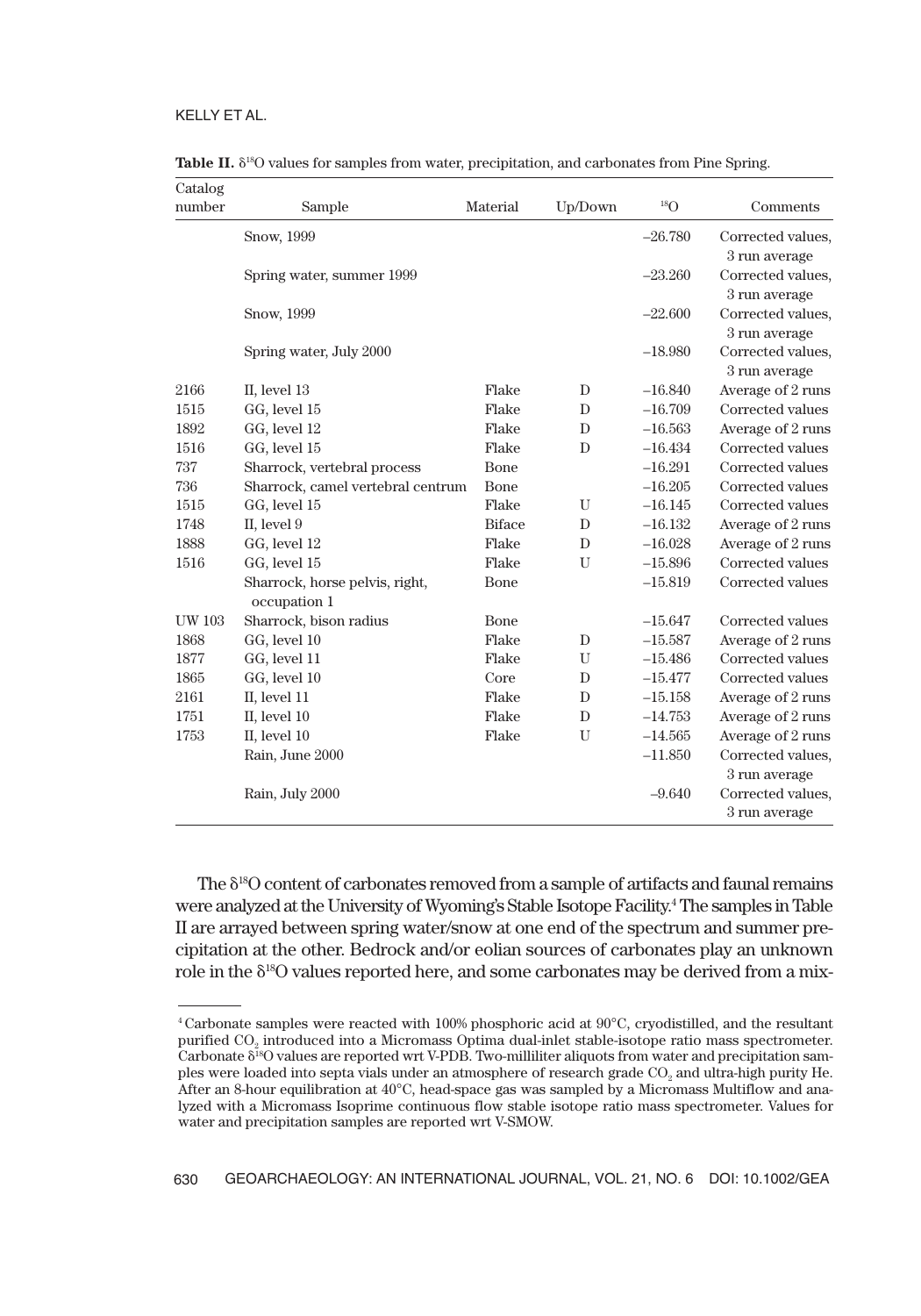**Table II.** $\delta^{18}O$ values for samples from water, precipitation, and carbonates from Pine Spring.

| Catalog number | Sample | Material | Up/Down | $^{18}O$ | Comments |
|---|---|---|---|---|---|
| | Snow, 1999 | | | −26.780 | Corrected values, 3 run average |
| | Spring water, summer 1999 | | | −23.260 | Corrected values, 3 run average |
| | Snow, 1999 | | | −22.600 | Corrected values, 3 run average |
| | Spring water, July 2000 | | | −18.980 | Corrected values, 3 run average |
| 2166 | II, level 13 | Flake | D | −16.840 | Average of 2 runs |
| 1515 | GG, level 15 | Flake | D | −16.709 | Corrected values |
| 1892 | GG, level 12 | Flake | D | −16.563 | Average of 2 runs |
| 1516 | GG, level 15 | Flake | D | −16.434 | Corrected values |
| 737 | Sharrock, vertebral process | Bone | | −16.291 | Corrected values |
| 736 | Sharrock, camel vertebral centrum | Bone | | −16.205 | Corrected values |
| 1515 | GG, level 15 | Flake | U | −16.145 | Corrected values |
| 1748 | II, level 9 | Biface | D | −16.132 | Average of 2 runs |
| 1888 | GG, level 12 | Flake | D | −16.028 | Average of 2 runs |
| 1516 | GG, level 15 | Flake | U | −15.896 | Corrected values |
| | Sharrock, horse pelvis, right, occupation 1 | Bone | | −15.819 | Corrected values |
| UW 103 | Sharrock, bison radius | Bone | | −15.647 | Corrected values |
| 1868 | GG, level 10 | Flake | D | −15.587 | Average of 2 runs |
| 1877 | GG, level 11 | Flake | U | −15.486 | Corrected values |
| 1865 | GG, level 10 | Core | D | −15.477 | Corrected values |
| 2161 | II, level 11 | Flake | D | −15.158 | Average of 2 runs |
| 1751 | II, level 10 | Flake | D | −14.753 | Average of 2 runs |
| 1753 | II, level 10 | Flake | U | −14.565 | Average of 2 runs |
| | Rain, June 2000 | | | −11.850 | Corrected values, 3 run average |
| | Rain, July 2000 | | | −9.640 | Corrected values, 3 run average |

The $\delta^{18}O$ content of carbonates removed from a sample of artifacts and faunal remains were analyzed at the University of Wyoming's Stable Isotope Facility.[4] The samples in Table II are arrayed between spring water/snow at one end of the spectrum and summer precipitation at the other. Bedrock and/or eolian sources of carbonates play an unknown role in the $\delta^{18}O$ values reported here, and some carbonates may be derived from a mix-

[4] Carbonate samples were reacted with 100% phosphoric acid at 90°C, cryodistilled, and the resultant purified $CO_2$ introduced into a Micromass Optima dual-inlet stable-isotope ratio mass spectrometer. Carbonate $\delta^{18}O$ values are reported wrt V-PDB. Two-milliliter aliquots from water and precipitation samples were loaded into septa vials under an atmosphere of research grade $CO_2$ and ultra-high purity He. After an 8-hour equilibration at 40°C, head-space gas was sampled by a Micromass Multiflow and analyzed with a Micromass Isoprime continuous flow stable isotope ratio mass spectrometer. Values for water and precipitation samples are reported wrt V-SMOW.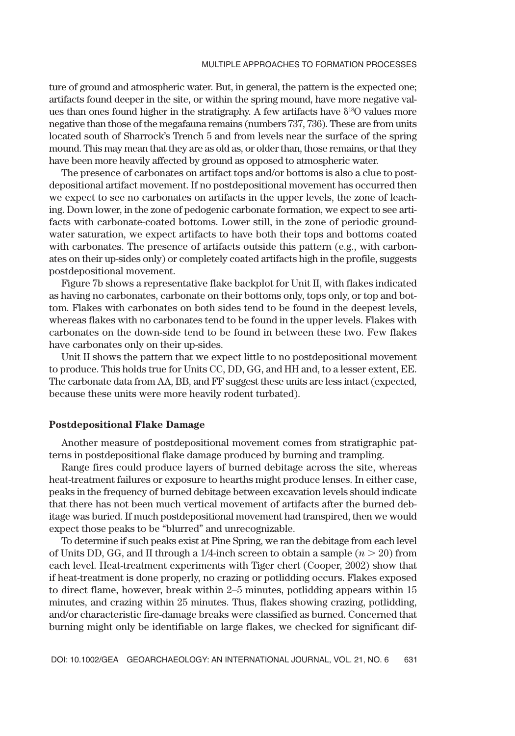ture of ground and atmospheric water. But, in general, the pattern is the expected one; artifacts found deeper in the site, or within the spring mound, have more negative values than ones found higher in the stratigraphy. A few artifacts have $\delta^{18}O$ values more negative than those of the megafauna remains (numbers 737, 736). These are from units located south of Sharrock's Trench 5 and from levels near the surface of the spring mound. This may mean that they are as old as, or older than, those remains, or that they have been more heavily affected by ground as opposed to atmospheric water.

The presence of carbonates on artifact tops and/or bottoms is also a clue to postdepositional artifact movement. If no postdepositional movement has occurred then we expect to see no carbonates on artifacts in the upper levels, the zone of leaching. Down lower, in the zone of pedogenic carbonate formation, we expect to see artifacts with carbonate-coated bottoms. Lower still, in the zone of periodic groundwater saturation, we expect artifacts to have both their tops and bottoms coated with carbonates. The presence of artifacts outside this pattern (e.g., with carbonates on their up-sides only) or completely coated artifacts high in the profile, suggests postdepositional movement.

Figure 7b shows a representative flake backplot for Unit II, with flakes indicated as having no carbonates, carbonate on their bottoms only, tops only, or top and bottom. Flakes with carbonates on both sides tend to be found in the deepest levels, whereas flakes with no carbonates tend to be found in the upper levels. Flakes with carbonates on the down-side tend to be found in between these two. Few flakes have carbonates only on their up-sides.

Unit II shows the pattern that we expect little to no postdepositional movement to produce. This holds true for Units CC, DD, GG, and HH and, to a lesser extent, EE. The carbonate data from AA, BB, and FF suggest these units are less intact (expected, because these units were more heavily rodent turbated).

### Postdepositional Flake Damage

Another measure of postdepositional movement comes from stratigraphic patterns in postdepositional flake damage produced by burning and trampling.

Range fires could produce layers of burned debitage across the site, whereas heat-treatment failures or exposure to hearths might produce lenses. In either case, peaks in the frequency of burned debitage between excavation levels should indicate that there has not been much vertical movement of artifacts after the burned debitage was buried. If much postdepositional movement had transpired, then we would expect those peaks to be "blurred" and unrecognizable.

To determine if such peaks exist at Pine Spring, we ran the debitage from each level of Units DD, GG, and II through a 1/4-inch screen to obtain a sample ($n > 20$) from each level. Heat-treatment experiments with Tiger chert (Cooper, 2002) show that if heat-treatment is done properly, no crazing or potlidding occurs. Flakes exposed to direct flame, however, break within 2–5 minutes, potlidding appears within 15 minutes, and crazing within 25 minutes. Thus, flakes showing crazing, potlidding, and/or characteristic fire-damage breaks were classified as burned. Concerned that burning might only be identifiable on large flakes, we checked for significant dif-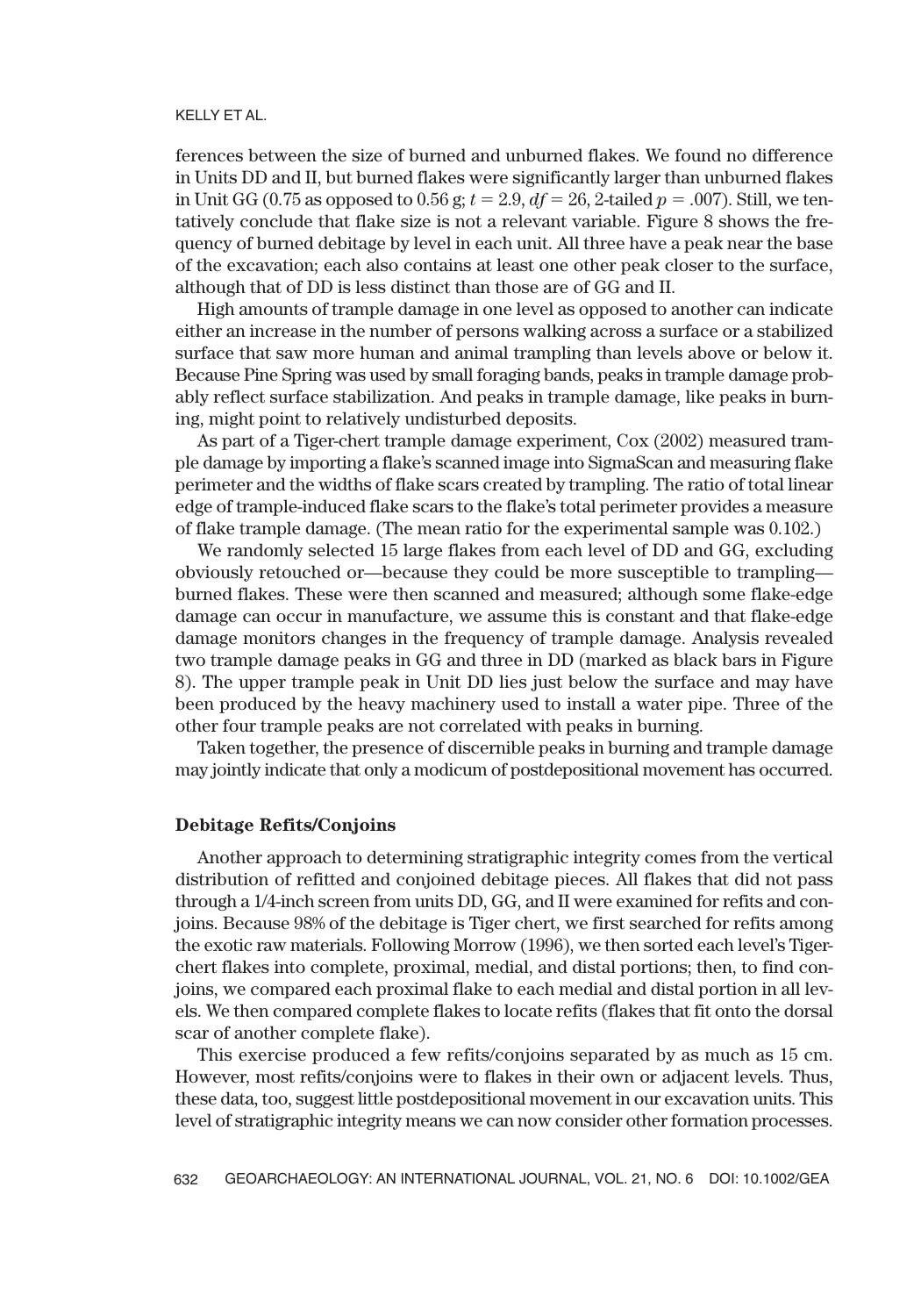ferences between the size of burned and unburned flakes. We found no difference in Units DD and II, but burned flakes were significantly larger than unburned flakes in Unit GG (0.75 as opposed to 0.56 g; $t = 2.9$, $df = 26$, 2-tailed $p = .007$). Still, we tentatively conclude that flake size is not a relevant variable. Figure 8 shows the frequency of burned debitage by level in each unit. All three have a peak near the base of the excavation; each also contains at least one other peak closer to the surface, although that of DD is less distinct than those are of GG and II.

High amounts of trample damage in one level as opposed to another can indicate either an increase in the number of persons walking across a surface or a stabilized surface that saw more human and animal trampling than levels above or below it. Because Pine Spring was used by small foraging bands, peaks in trample damage probably reflect surface stabilization. And peaks in trample damage, like peaks in burning, might point to relatively undisturbed deposits.

As part of a Tiger-chert trample damage experiment, Cox (2002) measured trample damage by importing a flake's scanned image into SigmaScan and measuring flake perimeter and the widths of flake scars created by trampling. The ratio of total linear edge of trample-induced flake scars to the flake's total perimeter provides a measure of flake trample damage. (The mean ratio for the experimental sample was 0.102.)

We randomly selected 15 large flakes from each level of DD and GG, excluding obviously retouched or—because they could be more susceptible to trampling—burned flakes. These were then scanned and measured; although some flake-edge damage can occur in manufacture, we assume this is constant and that flake-edge damage monitors changes in the frequency of trample damage. Analysis revealed two trample damage peaks in GG and three in DD (marked as black bars in Figure 8). The upper trample peak in Unit DD lies just below the surface and may have been produced by the heavy machinery used to install a water pipe. Three of the other four trample peaks are not correlated with peaks in burning.

Taken together, the presence of discernible peaks in burning and trample damage may jointly indicate that only a modicum of postdepositional movement has occurred.

### Debitage Refits/Conjoins

Another approach to determining stratigraphic integrity comes from the vertical distribution of refitted and conjoined debitage pieces. All flakes that did not pass through a 1/4-inch screen from units DD, GG, and II were examined for refits and conjoins. Because 98% of the debitage is Tiger chert, we first searched for refits among the exotic raw materials. Following Morrow (1996), we then sorted each level's Tiger-chert flakes into complete, proximal, medial, and distal portions; then, to find conjoins, we compared each proximal flake to each medial and distal portion in all levels. We then compared complete flakes to locate refits (flakes that fit onto the dorsal scar of another complete flake).

This exercise produced a few refits/conjoins separated by as much as 15 cm. However, most refits/conjoins were to flakes in their own or adjacent levels. Thus, these data, too, suggest little postdepositional movement in our excavation units. This level of stratigraphic integrity means we can now consider other formation processes.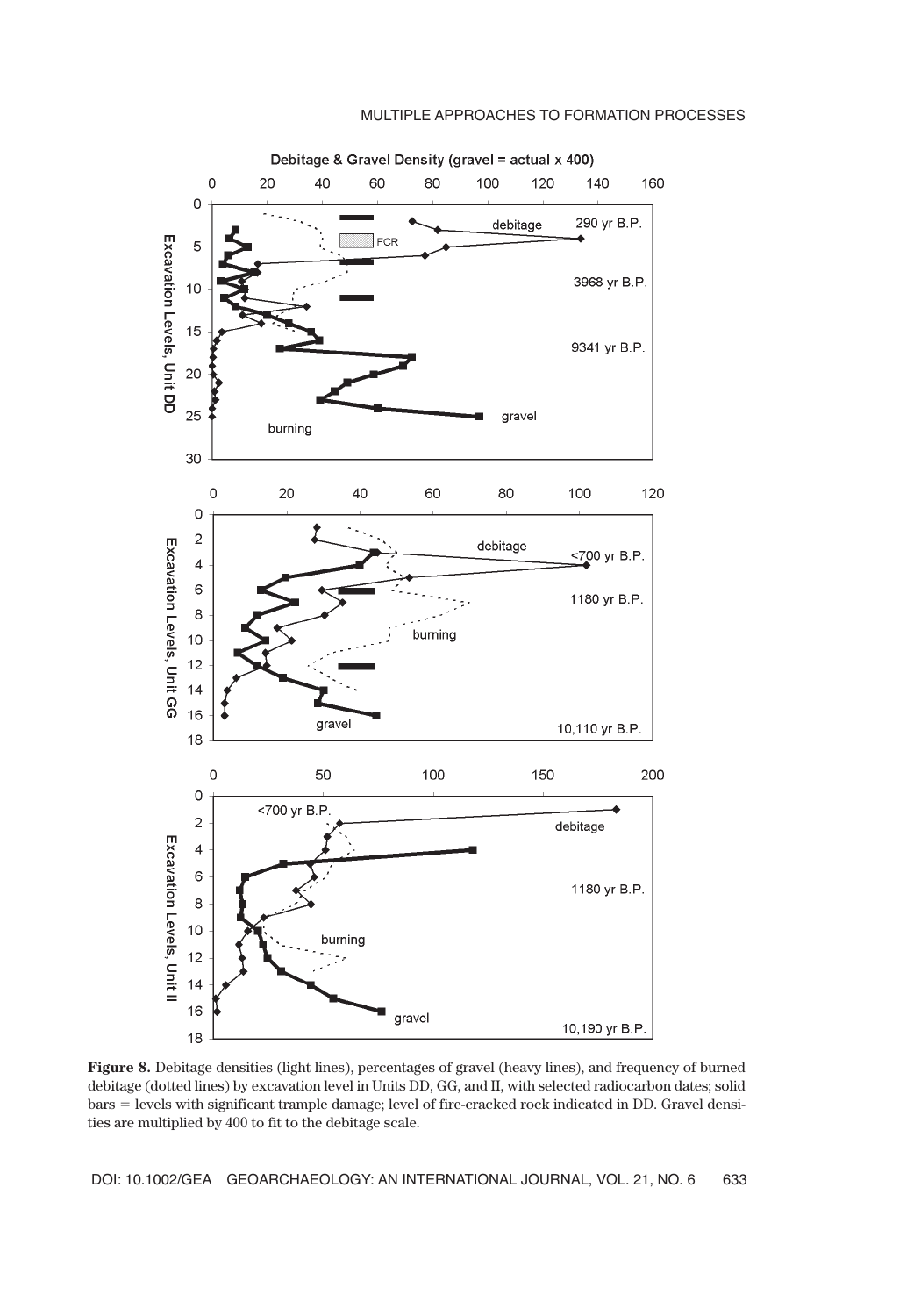**Figure 8.** Debitage densities (light lines), percentages of gravel (heavy lines), and frequency of burned debitage (dotted lines) by excavation level in Units DD, GG, and II, with selected radiocarbon dates; solid bars = levels with significant trample damage; level of fire-cracked rock indicated in DD. Gravel densities are multiplied by 400 to fit to the debitage scale.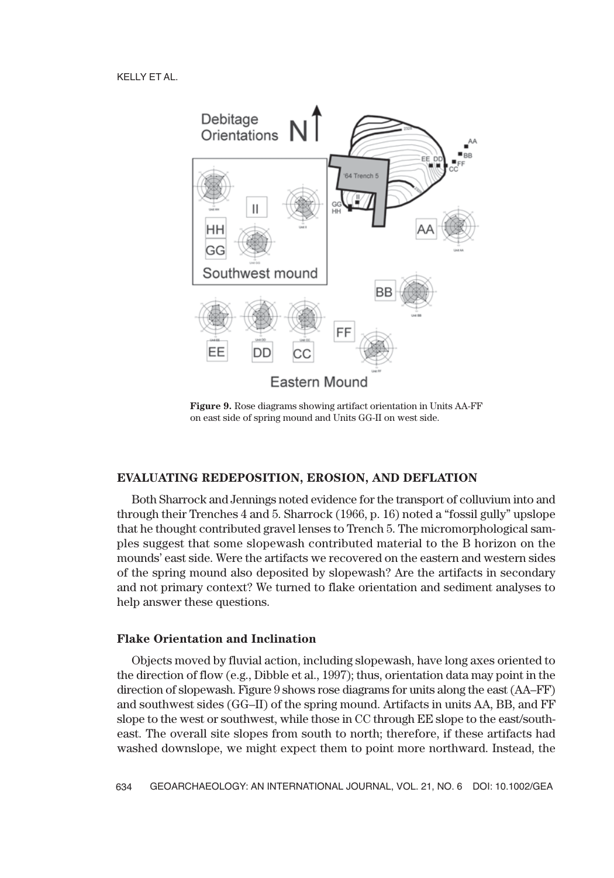**Figure 9.** Rose diagrams showing artifact orientation in Units AA-FF on east side of spring mound and Units GG-II on west side.

## EVALUATING REDEPOSITION, EROSION, AND DEFLATION

Both Sharrock and Jennings noted evidence for the transport of colluvium into and through their Trenches 4 and 5. Sharrock (1966, p. 16) noted a "fossil gully" upslope that he thought contributed gravel lenses to Trench 5. The micromorphological samples suggest that some slopewash contributed material to the B horizon on the mounds' east side. Were the artifacts we recovered on the eastern and western sides of the spring mound also deposited by slopewash? Are the artifacts in secondary and not primary context? We turned to flake orientation and sediment analyses to help answer these questions.

### Flake Orientation and Inclination

Objects moved by fluvial action, including slopewash, have long axes oriented to the direction of flow (e.g., Dibble et al., 1997); thus, orientation data may point in the direction of slopewash. Figure 9 shows rose diagrams for units along the east (AA–FF) and southwest sides (GG–II) of the spring mound. Artifacts in units AA, BB, and FF slope to the west or southwest, while those in CC through EE slope to the east/southeast. The overall site slopes from south to north; therefore, if these artifacts had washed downslope, we might expect them to point more northward. Instead, the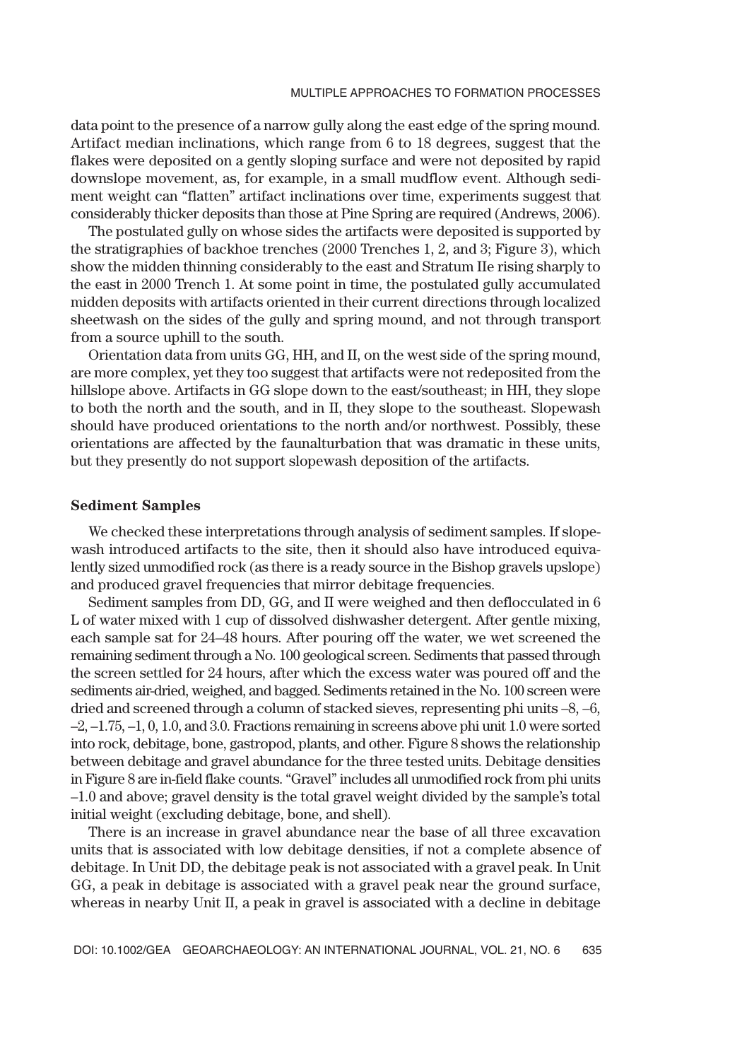data point to the presence of a narrow gully along the east edge of the spring mound. Artifact median inclinations, which range from 6 to 18 degrees, suggest that the flakes were deposited on a gently sloping surface and were not deposited by rapid downslope movement, as, for example, in a small mudflow event. Although sediment weight can "flatten" artifact inclinations over time, experiments suggest that considerably thicker deposits than those at Pine Spring are required (Andrews, 2006).

The postulated gully on whose sides the artifacts were deposited is supported by the stratigraphies of backhoe trenches (2000 Trenches 1, 2, and 3; Figure 3), which show the midden thinning considerably to the east and Stratum IIe rising sharply to the east in 2000 Trench 1. At some point in time, the postulated gully accumulated midden deposits with artifacts oriented in their current directions through localized sheetwash on the sides of the gully and spring mound, and not through transport from a source uphill to the south.

Orientation data from units GG, HH, and II, on the west side of the spring mound, are more complex, yet they too suggest that artifacts were not redeposited from the hillslope above. Artifacts in GG slope down to the east/southeast; in HH, they slope to both the north and the south, and in II, they slope to the southeast. Slopewash should have produced orientations to the north and/or northwest. Possibly, these orientations are affected by the faunalturbation that was dramatic in these units, but they presently do not support slopewash deposition of the artifacts.

### Sediment Samples

We checked these interpretations through analysis of sediment samples. If slopewash introduced artifacts to the site, then it should also have introduced equivalently sized unmodified rock (as there is a ready source in the Bishop gravels upslope) and produced gravel frequencies that mirror debitage frequencies.

Sediment samples from DD, GG, and II were weighed and then deflocculated in 6 L of water mixed with 1 cup of dissolved dishwasher detergent. After gentle mixing, each sample sat for 24–48 hours. After pouring off the water, we wet screened the remaining sediment through a No. 100 geological screen. Sediments that passed through the screen settled for 24 hours, after which the excess water was poured off and the sediments air-dried, weighed, and bagged. Sediments retained in the No. 100 screen were dried and screened through a column of stacked sieves, representing phi units –8, –6, –2, –1.75, –1, 0, 1.0, and 3.0. Fractions remaining in screens above phi unit 1.0 were sorted into rock, debitage, bone, gastropod, plants, and other. Figure 8 shows the relationship between debitage and gravel abundance for the three tested units. Debitage densities in Figure 8 are in-field flake counts. "Gravel" includes all unmodified rock from phi units –1.0 and above; gravel density is the total gravel weight divided by the sample's total initial weight (excluding debitage, bone, and shell).

There is an increase in gravel abundance near the base of all three excavation units that is associated with low debitage densities, if not a complete absence of debitage. In Unit DD, the debitage peak is not associated with a gravel peak. In Unit GG, a peak in debitage is associated with a gravel peak near the ground surface, whereas in nearby Unit II, a peak in gravel is associated with a decline in debitage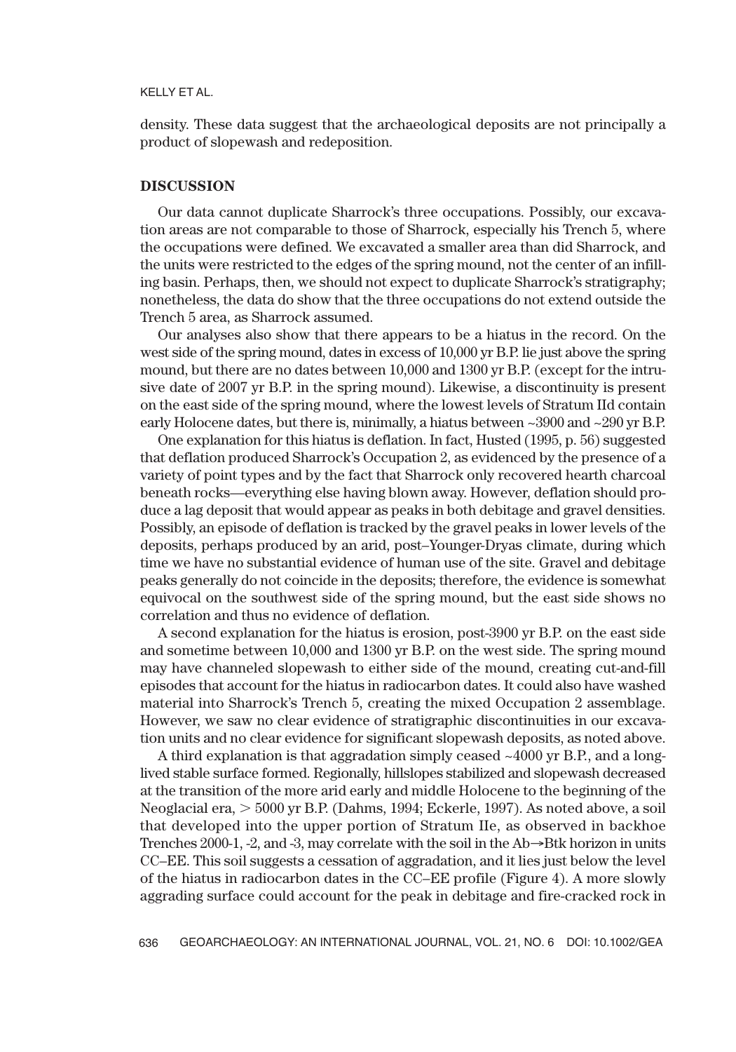density. These data suggest that the archaeological deposits are not principally a product of slopewash and redeposition.

## DISCUSSION

Our data cannot duplicate Sharrock's three occupations. Possibly, our excavation areas are not comparable to those of Sharrock, especially his Trench 5, where the occupations were defined. We excavated a smaller area than did Sharrock, and the units were restricted to the edges of the spring mound, not the center of an infilling basin. Perhaps, then, we should not expect to duplicate Sharrock's stratigraphy; nonetheless, the data do show that the three occupations do not extend outside the Trench 5 area, as Sharrock assumed.

Our analyses also show that there appears to be a hiatus in the record. On the west side of the spring mound, dates in excess of 10,000 yr B.P. lie just above the spring mound, but there are no dates between 10,000 and 1300 yr B.P. (except for the intrusive date of 2007 yr B.P. in the spring mound). Likewise, a discontinuity is present on the east side of the spring mound, where the lowest levels of Stratum IId contain early Holocene dates, but there is, minimally, a hiatus between ~3900 and ~290 yr B.P.

One explanation for this hiatus is deflation. In fact, Husted (1995, p. 56) suggested that deflation produced Sharrock's Occupation 2, as evidenced by the presence of a variety of point types and by the fact that Sharrock only recovered hearth charcoal beneath rocks—everything else having blown away. However, deflation should produce a lag deposit that would appear as peaks in both debitage and gravel densities. Possibly, an episode of deflation is tracked by the gravel peaks in lower levels of the deposits, perhaps produced by an arid, post–Younger-Dryas climate, during which time we have no substantial evidence of human use of the site. Gravel and debitage peaks generally do not coincide in the deposits; therefore, the evidence is somewhat equivocal on the southwest side of the spring mound, but the east side shows no correlation and thus no evidence of deflation.

A second explanation for the hiatus is erosion, post-3900 yr B.P. on the east side and sometime between 10,000 and 1300 yr B.P. on the west side. The spring mound may have channeled slopewash to either side of the mound, creating cut-and-fill episodes that account for the hiatus in radiocarbon dates. It could also have washed material into Sharrock's Trench 5, creating the mixed Occupation 2 assemblage. However, we saw no clear evidence of stratigraphic discontinuities in our excavation units and no clear evidence for significant slopewash deposits, as noted above.

A third explanation is that aggradation simply ceased ~4000 yr B.P., and a long-lived stable surface formed. Regionally, hillslopes stabilized and slopewash decreased at the transition of the more arid early and middle Holocene to the beginning of the Neoglacial era, > 5000 yr B.P. (Dahms, 1994; Eckerle, 1997). As noted above, a soil that developed into the upper portion of Stratum IIe, as observed in backhoe Trenches 2000-1, -2, and -3, may correlate with the soil in the Ab→Btk horizon in units CC–EE. This soil suggests a cessation of aggradation, and it lies just below the level of the hiatus in radiocarbon dates in the CC–EE profile (Figure 4). A more slowly aggrading surface could account for the peak in debitage and fire-cracked rock in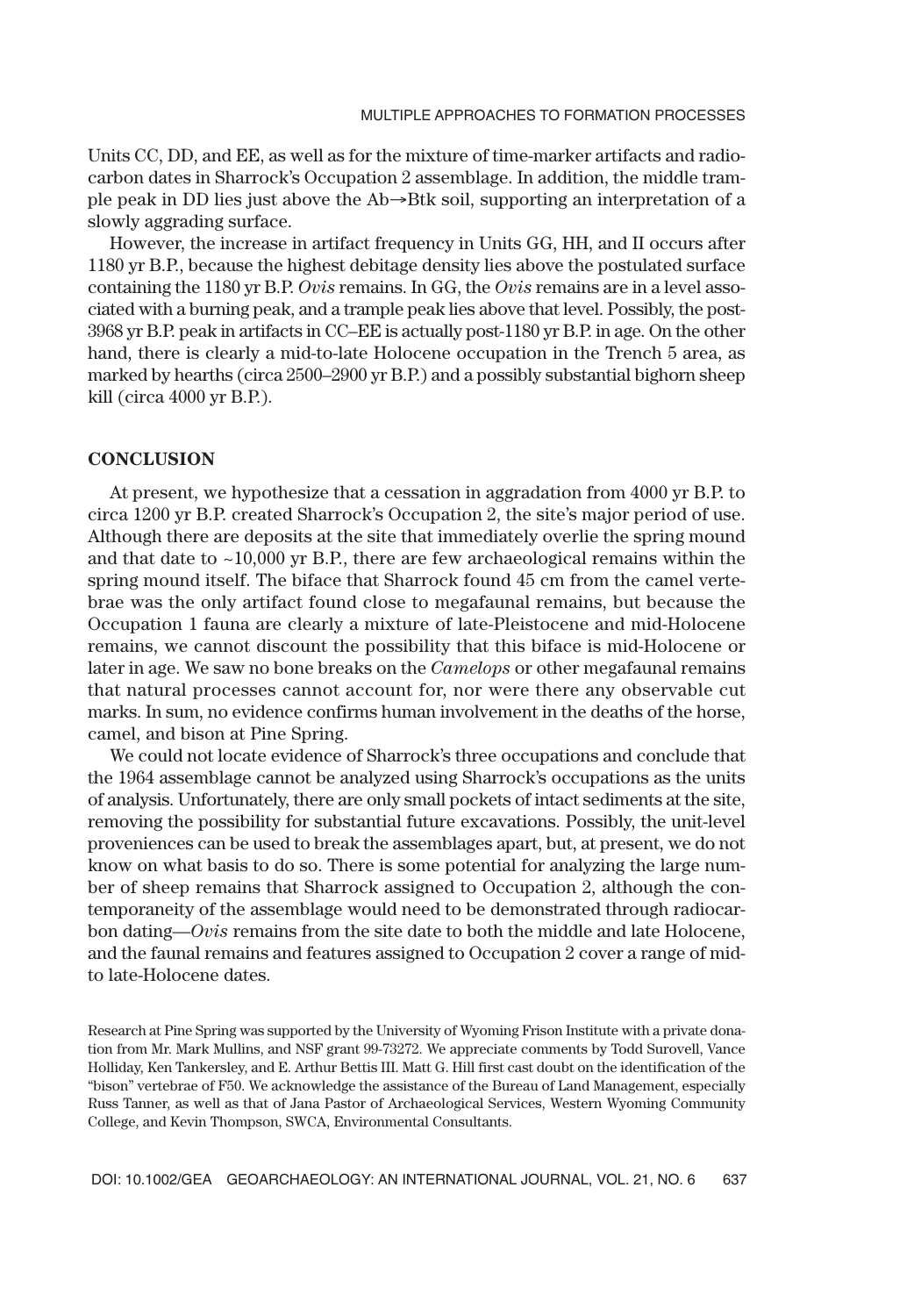Units CC, DD, and EE, as well as for the mixture of time-marker artifacts and radiocarbon dates in Sharrock's Occupation 2 assemblage. In addition, the middle trample peak in DD lies just above the Ab→Btk soil, supporting an interpretation of a slowly aggrading surface.

However, the increase in artifact frequency in Units GG, HH, and II occurs after 1180 yr B.P., because the highest debitage density lies above the postulated surface containing the 1180 yr B.P. *Ovis* remains. In GG, the *Ovis* remains are in a level associated with a burning peak, and a trample peak lies above that level. Possibly, the post-3968 yr B.P. peak in artifacts in CC–EE is actually post-1180 yr B.P. in age. On the other hand, there is clearly a mid-to-late Holocene occupation in the Trench 5 area, as marked by hearths (circa 2500–2900 yr B.P.) and a possibly substantial bighorn sheep kill (circa 4000 yr B.P.).

## CONCLUSION

At present, we hypothesize that a cessation in aggradation from 4000 yr B.P. to circa 1200 yr B.P. created Sharrock's Occupation 2, the site's major period of use. Although there are deposits at the site that immediately overlie the spring mound and that date to ~10,000 yr B.P., there are few archaeological remains within the spring mound itself. The biface that Sharrock found 45 cm from the camel vertebrae was the only artifact found close to megafaunal remains, but because the Occupation 1 fauna are clearly a mixture of late-Pleistocene and mid-Holocene remains, we cannot discount the possibility that this biface is mid-Holocene or later in age. We saw no bone breaks on the *Camelops* or other megafaunal remains that natural processes cannot account for, nor were there any observable cut marks. In sum, no evidence confirms human involvement in the deaths of the horse, camel, and bison at Pine Spring.

We could not locate evidence of Sharrock's three occupations and conclude that the 1964 assemblage cannot be analyzed using Sharrock's occupations as the units of analysis. Unfortunately, there are only small pockets of intact sediments at the site, removing the possibility for substantial future excavations. Possibly, the unit-level proveniences can be used to break the assemblages apart, but, at present, we do not know on what basis to do so. There is some potential for analyzing the large number of sheep remains that Sharrock assigned to Occupation 2, although the contemporaneity of the assemblage would need to be demonstrated through radiocarbon dating—*Ovis* remains from the site date to both the middle and late Holocene, and the faunal remains and features assigned to Occupation 2 cover a range of mid- to late-Holocene dates.

Research at Pine Spring was supported by the University of Wyoming Frison Institute with a private donation from Mr. Mark Mullins, and NSF grant 99-73272. We appreciate comments by Todd Surovell, Vance Holliday, Ken Tankersley, and E. Arthur Bettis III. Matt G. Hill first cast doubt on the identification of the "bison" vertebrae of F50. We acknowledge the assistance of the Bureau of Land Management, especially Russ Tanner, as well as that of Jana Pastor of Archaeological Services, Western Wyoming Community College, and Kevin Thompson, SWCA, Environmental Consultants.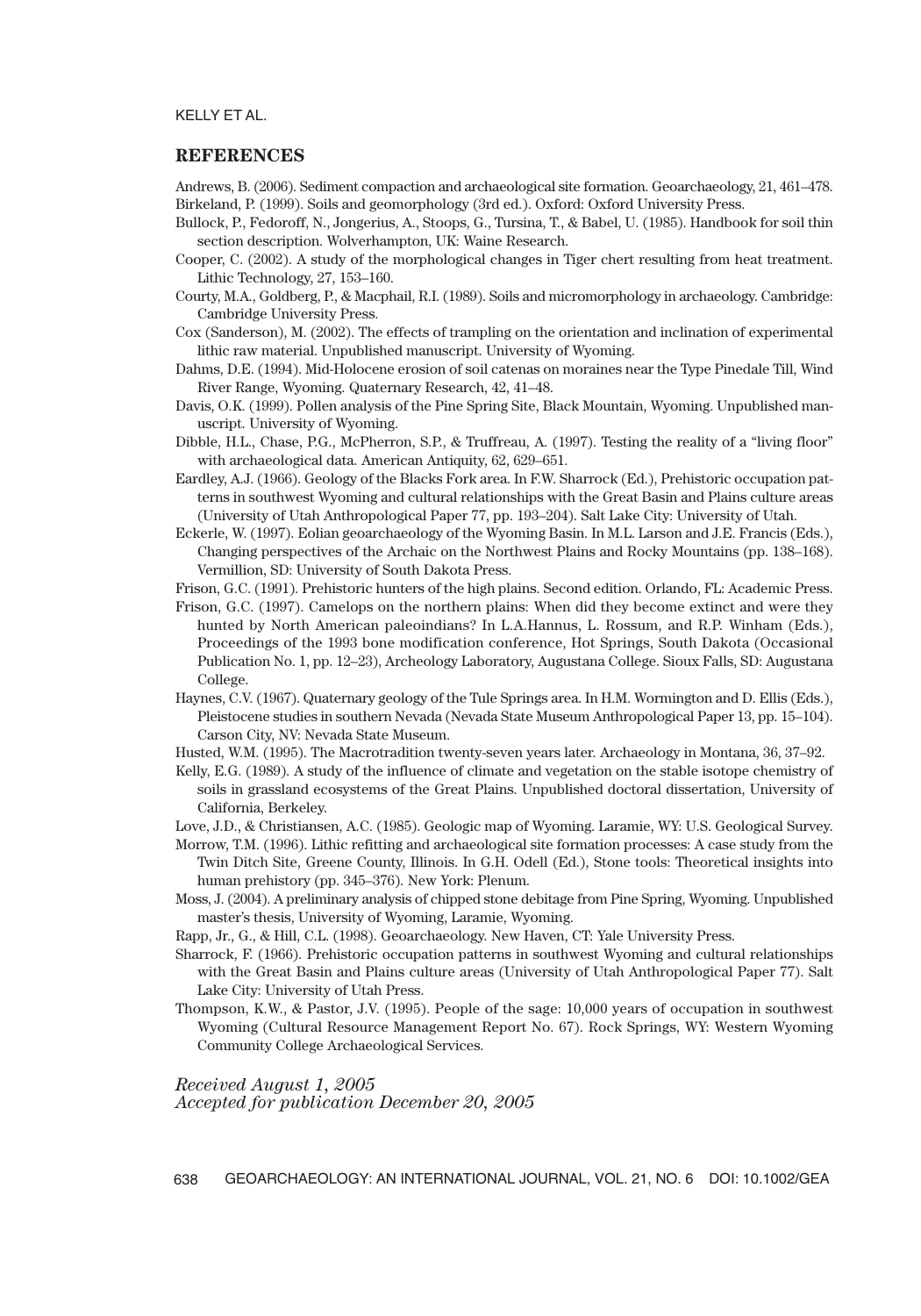## REFERENCES

Andrews, B. (2006). Sediment compaction and archaeological site formation. Geoarchaeology, 21, 461–478.

Birkeland, P. (1999). Soils and geomorphology (3rd ed.). Oxford: Oxford University Press.

Bullock, P., Fedoroff, N., Jongerius, A., Stoops, G., Tursina, T., & Babel, U. (1985). Handbook for soil thin section description. Wolverhampton, UK: Waine Research.

Cooper, C. (2002). A study of the morphological changes in Tiger chert resulting from heat treatment. Lithic Technology, 27, 153–160.

Courty, M.A., Goldberg, P., & Macphail, R.I. (1989). Soils and micromorphology in archaeology. Cambridge: Cambridge University Press.

Cox (Sanderson), M. (2002). The effects of trampling on the orientation and inclination of experimental lithic raw material. Unpublished manuscript. University of Wyoming.

Dahms, D.E. (1994). Mid-Holocene erosion of soil catenas on moraines near the Type Pinedale Till, Wind River Range, Wyoming. Quaternary Research, 42, 41–48.

Davis, O.K. (1999). Pollen analysis of the Pine Spring Site, Black Mountain, Wyoming. Unpublished manuscript. University of Wyoming.

Dibble, H.L., Chase, P.G., McPherron, S.P., & Truffreau, A. (1997). Testing the reality of a "living floor" with archaeological data. American Antiquity, 62, 629–651.

Eardley, A.J. (1966). Geology of the Blacks Fork area. In F.W. Sharrock (Ed.), Prehistoric occupation patterns in southwest Wyoming and cultural relationships with the Great Basin and Plains culture areas (University of Utah Anthropological Paper 77, pp. 193–204). Salt Lake City: University of Utah.

Eckerle, W. (1997). Eolian geoarchaeology of the Wyoming Basin. In M.L. Larson and J.E. Francis (Eds.), Changing perspectives of the Archaic on the Northwest Plains and Rocky Mountains (pp. 138–168). Vermillion, SD: University of South Dakota Press.

Frison, G.C. (1991). Prehistoric hunters of the high plains. Second edition. Orlando, FL: Academic Press.

Frison, G.C. (1997). Camelops on the northern plains: When did they become extinct and were they hunted by North American paleoindians? In L.A.Hannus, L. Rossum, and R.P. Winham (Eds.), Proceedings of the 1993 bone modification conference, Hot Springs, South Dakota (Occasional Publication No. 1, pp. 12–23), Archeology Laboratory, Augustana College. Sioux Falls, SD: Augustana College.

Haynes, C.V. (1967). Quaternary geology of the Tule Springs area. In H.M. Wormington and D. Ellis (Eds.), Pleistocene studies in southern Nevada (Nevada State Museum Anthropological Paper 13, pp. 15–104). Carson City, NV: Nevada State Museum.

Husted, W.M. (1995). The Macrotradition twenty-seven years later. Archaeology in Montana, 36, 37–92.

Kelly, E.G. (1989). A study of the influence of climate and vegetation on the stable isotope chemistry of soils in grassland ecosystems of the Great Plains. Unpublished doctoral dissertation, University of California, Berkeley.

Love, J.D., & Christiansen, A.C. (1985). Geologic map of Wyoming. Laramie, WY: U.S. Geological Survey.

Morrow, T.M. (1996). Lithic refitting and archaeological site formation processes: A case study from the Twin Ditch Site, Greene County, Illinois. In G.H. Odell (Ed.), Stone tools: Theoretical insights into human prehistory (pp. 345–376). New York: Plenum.

Moss, J. (2004). A preliminary analysis of chipped stone debitage from Pine Spring, Wyoming. Unpublished master's thesis, University of Wyoming, Laramie, Wyoming.

Rapp, Jr., G., & Hill, C.L. (1998). Geoarchaeology. New Haven, CT: Yale University Press.

Sharrock, F. (1966). Prehistoric occupation patterns in southwest Wyoming and cultural relationships with the Great Basin and Plains culture areas (University of Utah Anthropological Paper 77). Salt Lake City: University of Utah Press.

Thompson, K.W., & Pastor, J.V. (1995). People of the sage: 10,000 years of occupation in southwest Wyoming (Cultural Resource Management Report No. 67). Rock Springs, WY: Western Wyoming Community College Archaeological Services.

*Received August 1, 2005*
*Accepted for publication December 20, 2005*